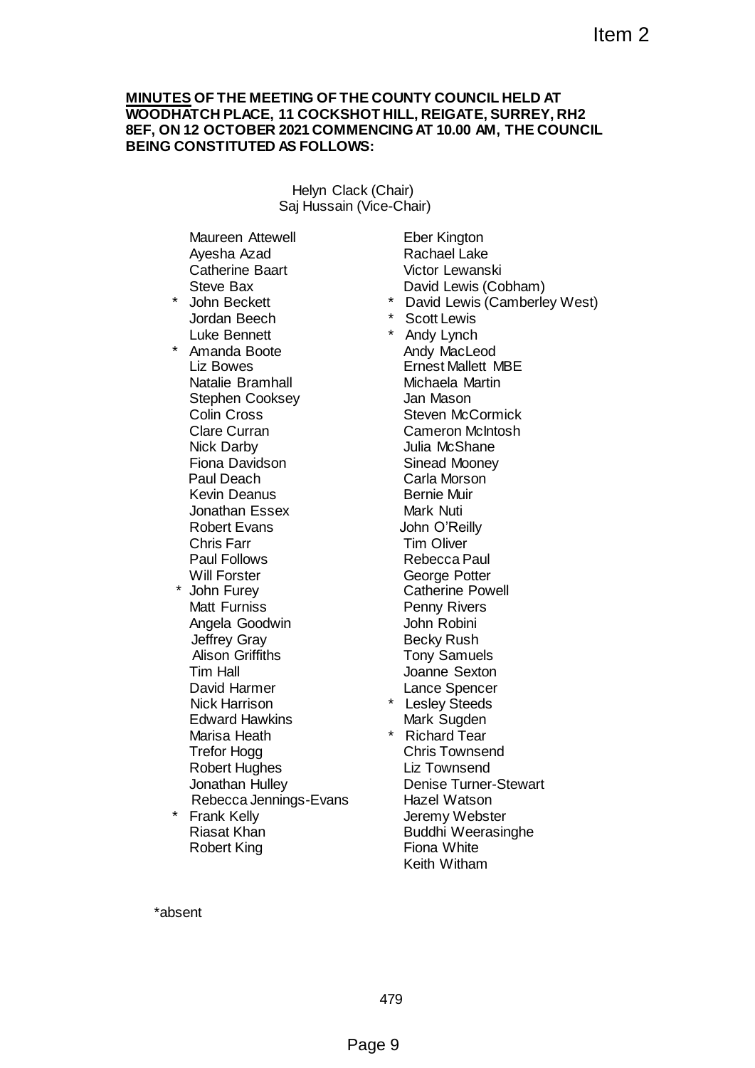Item 2

**MINUTES OF THE MEETING OF THE COUNTY COUNCIL HELD AT WOODHATCH PLACE, 11 COCKSHOT HILL, REIGATE, SURREY, RH2 8EF, ON 12 OCTOBER 2021 COMMENCING AT 10.00 AM, THE COUNCIL BEING CONSTITUTED AS FOLLOWS:**

Helyn Clack (Chair)
Saj Hussain (Vice-Chair)

Maureen Attewell
Ayesha Azad
Catherine Baart
Steve Bax
\* John Beckett
Jordan Beech
Luke Bennett
\* Amanda Boote
Liz Bowes
Natalie Bramhall
Stephen Cooksey
Colin Cross
Clare Curran
Nick Darby
Fiona Davidson
Paul Deach
Kevin Deanus
Jonathan Essex
Robert Evans
Chris Farr
Paul Follows
Will Forster
\* John Furey
Matt Furniss
Angela Goodwin
Jeffrey Gray
Alison Griffiths
Tim Hall
David Harmer
Nick Harrison
Edward Hawkins
Marisa Heath
Trefor Hogg
Robert Hughes
Jonathan Hulley
Rebecca Jennings-Evans
\* Frank Kelly
Riasat Khan
Robert King
Eber Kington
Rachael Lake
Victor Lewanski
David Lewis (Cobham)
\* David Lewis (Camberley West)
\* Scott Lewis
\* Andy Lynch
Andy MacLeod
Ernest Mallett MBE
Michaela Martin
Jan Mason
Steven McCormick
Cameron McIntosh
Julia McShane
Sinead Mooney
Carla Morson
Bernie Muir
Mark Nuti
John O'Reilly
Tim Oliver
Rebecca Paul
George Potter
Catherine Powell
Penny Rivers
John Robini
Becky Rush
Tony Samuels
Joanne Sexton
Lance Spencer
\* Lesley Steeds
Mark Sugden
\* Richard Tear
Chris Townsend
Liz Townsend
Denise Turner-Stewart
Hazel Watson
Jeremy Webster
Buddhi Weerasinghe
Fiona White
Keith Witham

\*absent

479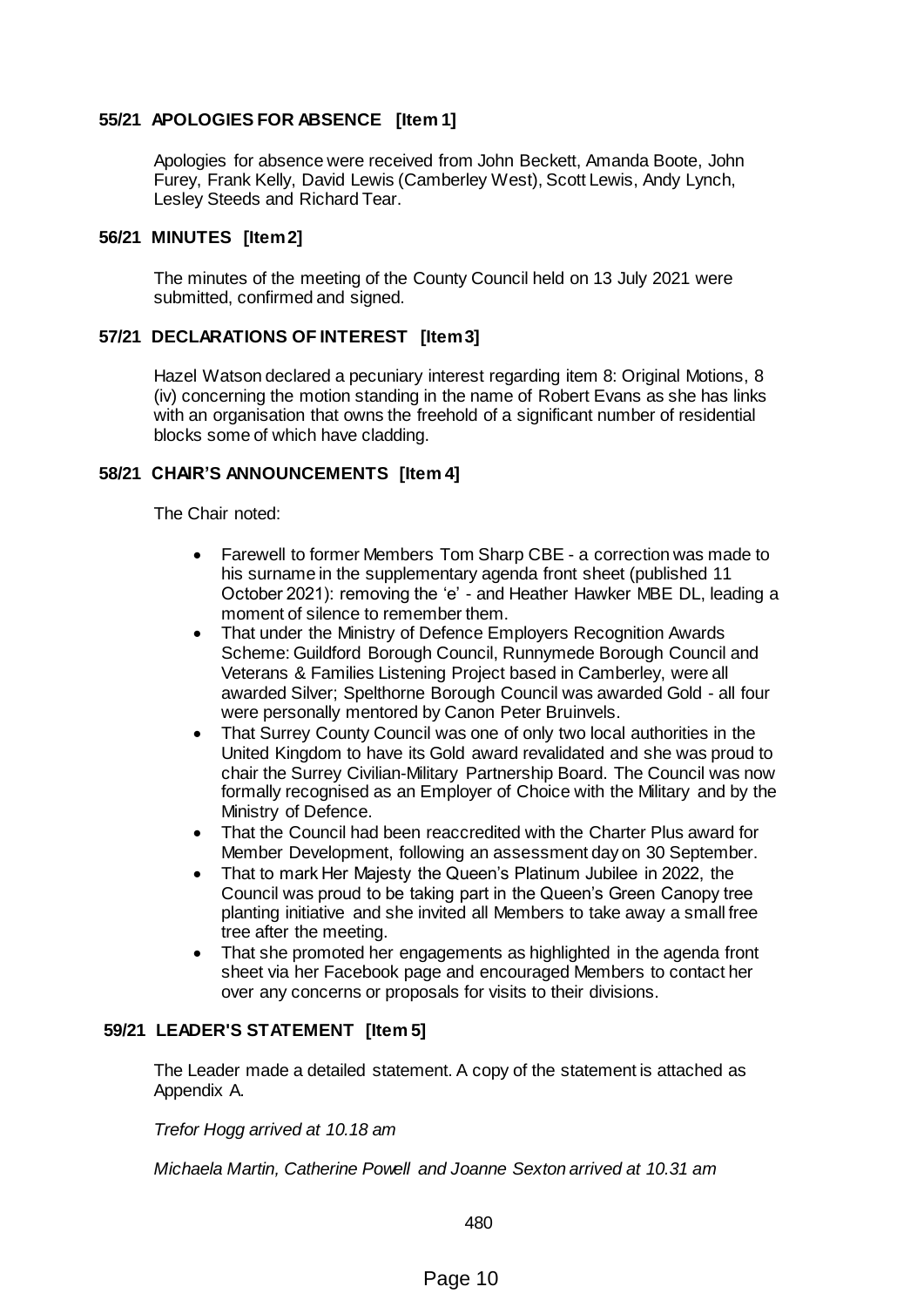## 55/21 APOLOGIES FOR ABSENCE [Item 1]

Apologies for absence were received from John Beckett, Amanda Boote, John Furey, Frank Kelly, David Lewis (Camberley West), Scott Lewis, Andy Lynch, Lesley Steeds and Richard Tear.

## 56/21 MINUTES [Item 2]

The minutes of the meeting of the County Council held on 13 July 2021 were submitted, confirmed and signed.

## 57/21 DECLARATIONS OF INTEREST [Item 3]

Hazel Watson declared a pecuniary interest regarding item 8: Original Motions, 8 (iv) concerning the motion standing in the name of Robert Evans as she has links with an organisation that owns the freehold of a significant number of residential blocks some of which have cladding.

## 58/21 CHAIR'S ANNOUNCEMENTS [Item 4]

The Chair noted:

- Farewell to former Members Tom Sharp CBE - a correction was made to his surname in the supplementary agenda front sheet (published 11 October 2021): removing the 'e' - and Heather Hawker MBE DL, leading a moment of silence to remember them.
- That under the Ministry of Defence Employers Recognition Awards Scheme: Guildford Borough Council, Runnymede Borough Council and Veterans & Families Listening Project based in Camberley, were all awarded Silver; Spelthorne Borough Council was awarded Gold - all four were personally mentored by Canon Peter Bruinvels.
- That Surrey County Council was one of only two local authorities in the United Kingdom to have its Gold award revalidated and she was proud to chair the Surrey Civilian-Military Partnership Board. The Council was now formally recognised as an Employer of Choice with the Military and by the Ministry of Defence.
- That the Council had been reaccredited with the Charter Plus award for Member Development, following an assessment day on 30 September.
- That to mark Her Majesty the Queen's Platinum Jubilee in 2022, the Council was proud to be taking part in the Queen's Green Canopy tree planting initiative and she invited all Members to take away a small free tree after the meeting.
- That she promoted her engagements as highlighted in the agenda front sheet via her Facebook page and encouraged Members to contact her over any concerns or proposals for visits to their divisions.

## 59/21 LEADER'S STATEMENT [Item 5]

The Leader made a detailed statement. A copy of the statement is attached as Appendix A.

*Trefor Hogg arrived at 10.18 am*

*Michaela Martin, Catherine Powell and Joanne Sexton arrived at 10.31 am*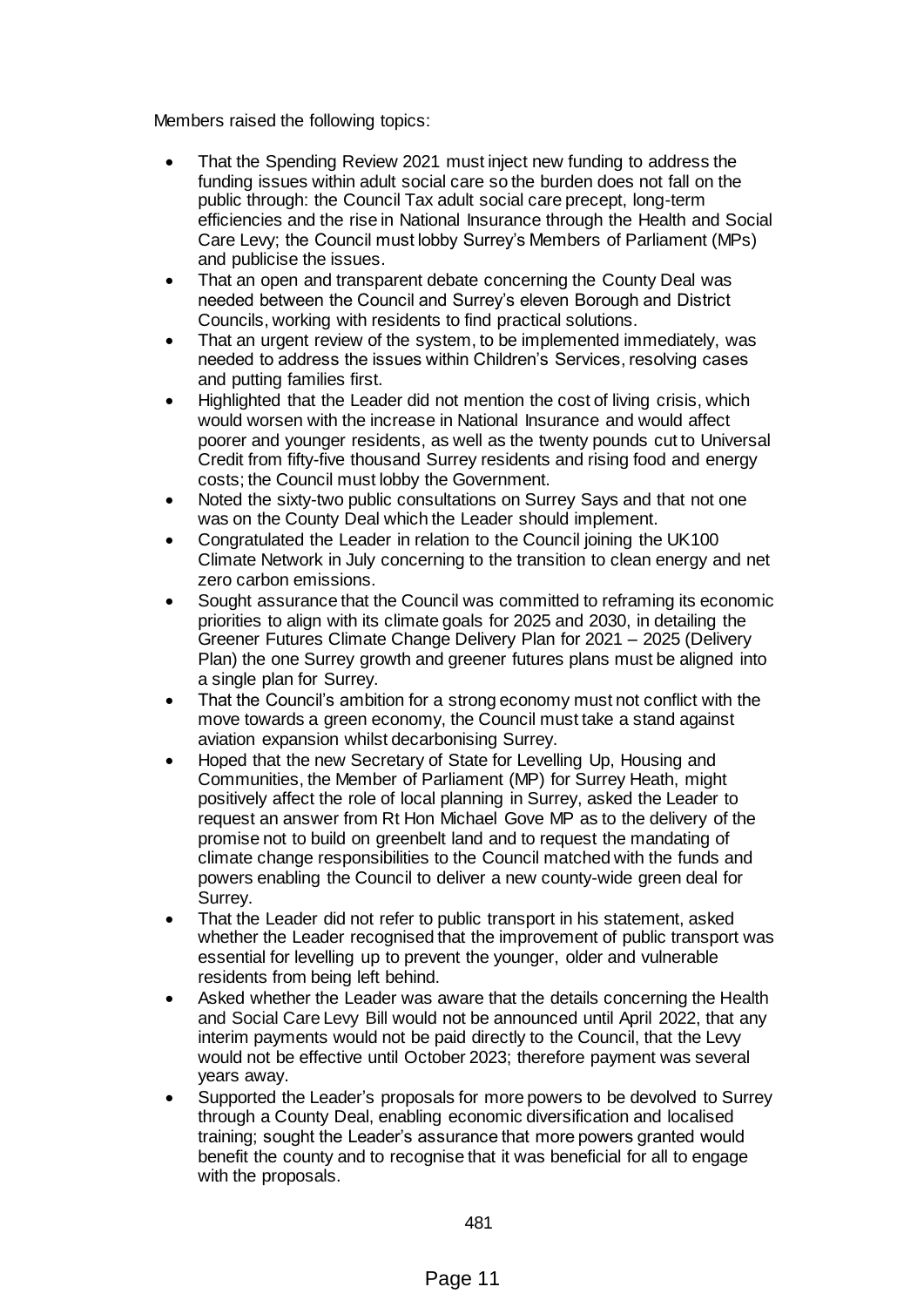Members raised the following topics:

- That the Spending Review 2021 must inject new funding to address the funding issues within adult social care so the burden does not fall on the public through: the Council Tax adult social care precept, long-term efficiencies and the rise in National Insurance through the Health and Social Care Levy; the Council must lobby Surrey's Members of Parliament (MPs) and publicise the issues.
- That an open and transparent debate concerning the County Deal was needed between the Council and Surrey's eleven Borough and District Councils, working with residents to find practical solutions.
- That an urgent review of the system, to be implemented immediately, was needed to address the issues within Children's Services, resolving cases and putting families first.
- Highlighted that the Leader did not mention the cost of living crisis, which would worsen with the increase in National Insurance and would affect poorer and younger residents, as well as the twenty pounds cut to Universal Credit from fifty-five thousand Surrey residents and rising food and energy costs; the Council must lobby the Government.
- Noted the sixty-two public consultations on Surrey Says and that not one was on the County Deal which the Leader should implement.
- Congratulated the Leader in relation to the Council joining the UK100 Climate Network in July concerning to the transition to clean energy and net zero carbon emissions.
- Sought assurance that the Council was committed to reframing its economic priorities to align with its climate goals for 2025 and 2030, in detailing the Greener Futures Climate Change Delivery Plan for 2021 – 2025 (Delivery Plan) the one Surrey growth and greener futures plans must be aligned into a single plan for Surrey.
- That the Council's ambition for a strong economy must not conflict with the move towards a green economy, the Council must take a stand against aviation expansion whilst decarbonising Surrey.
- Hoped that the new Secretary of State for Levelling Up, Housing and Communities, the Member of Parliament (MP) for Surrey Heath, might positively affect the role of local planning in Surrey, asked the Leader to request an answer from Rt Hon Michael Gove MP as to the delivery of the promise not to build on greenbelt land and to request the mandating of climate change responsibilities to the Council matched with the funds and powers enabling the Council to deliver a new county-wide green deal for Surrey.
- That the Leader did not refer to public transport in his statement, asked whether the Leader recognised that the improvement of public transport was essential for levelling up to prevent the younger, older and vulnerable residents from being left behind.
- Asked whether the Leader was aware that the details concerning the Health and Social Care Levy Bill would not be announced until April 2022, that any interim payments would not be paid directly to the Council, that the Levy would not be effective until October 2023; therefore payment was several years away.
- Supported the Leader's proposals for more powers to be devolved to Surrey through a County Deal, enabling economic diversification and localised training; sought the Leader's assurance that more powers granted would benefit the county and to recognise that it was beneficial for all to engage with the proposals.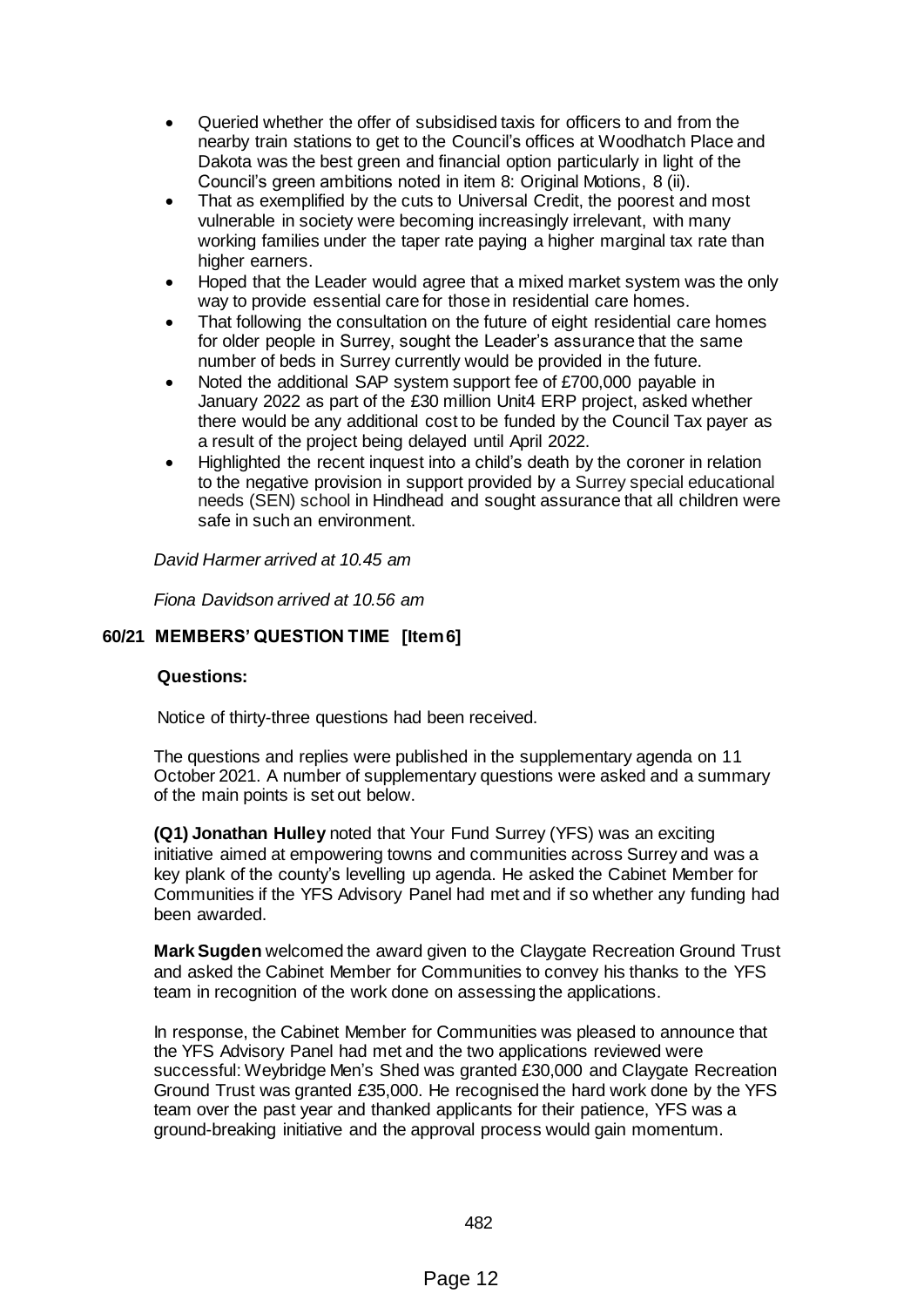- Queried whether the offer of subsidised taxis for officers to and from the nearby train stations to get to the Council's offices at Woodhatch Place and Dakota was the best green and financial option particularly in light of the Council's green ambitions noted in item 8: Original Motions, 8 (ii).
- That as exemplified by the cuts to Universal Credit, the poorest and most vulnerable in society were becoming increasingly irrelevant, with many working families under the taper rate paying a higher marginal tax rate than higher earners.
- Hoped that the Leader would agree that a mixed market system was the only way to provide essential care for those in residential care homes.
- That following the consultation on the future of eight residential care homes for older people in Surrey, sought the Leader's assurance that the same number of beds in Surrey currently would be provided in the future.
- Noted the additional SAP system support fee of £700,000 payable in January 2022 as part of the £30 million Unit4 ERP project, asked whether there would be any additional cost to be funded by the Council Tax payer as a result of the project being delayed until April 2022.
- Highlighted the recent inquest into a child's death by the coroner in relation to the negative provision in support provided by a Surrey special educational needs (SEN) school in Hindhead and sought assurance that all children were safe in such an environment.

*David Harmer arrived at 10.45 am*

*Fiona Davidson arrived at 10.56 am*

## 60/21 MEMBERS' QUESTION TIME [Item 6]

**Questions:**

Notice of thirty-three questions had been received.

The questions and replies were published in the supplementary agenda on 11 October 2021. A number of supplementary questions were asked and a summary of the main points is set out below.

**(Q1) Jonathan Hulley** noted that Your Fund Surrey (YFS) was an exciting initiative aimed at empowering towns and communities across Surrey and was a key plank of the county's levelling up agenda. He asked the Cabinet Member for Communities if the YFS Advisory Panel had met and if so whether any funding had been awarded.

**Mark Sugden** welcomed the award given to the Claygate Recreation Ground Trust and asked the Cabinet Member for Communities to convey his thanks to the YFS team in recognition of the work done on assessing the applications.

In response, the Cabinet Member for Communities was pleased to announce that the YFS Advisory Panel had met and the two applications reviewed were successful: Weybridge Men's Shed was granted £30,000 and Claygate Recreation Ground Trust was granted £35,000. He recognised the hard work done by the YFS team over the past year and thanked applicants for their patience, YFS was a ground-breaking initiative and the approval process would gain momentum.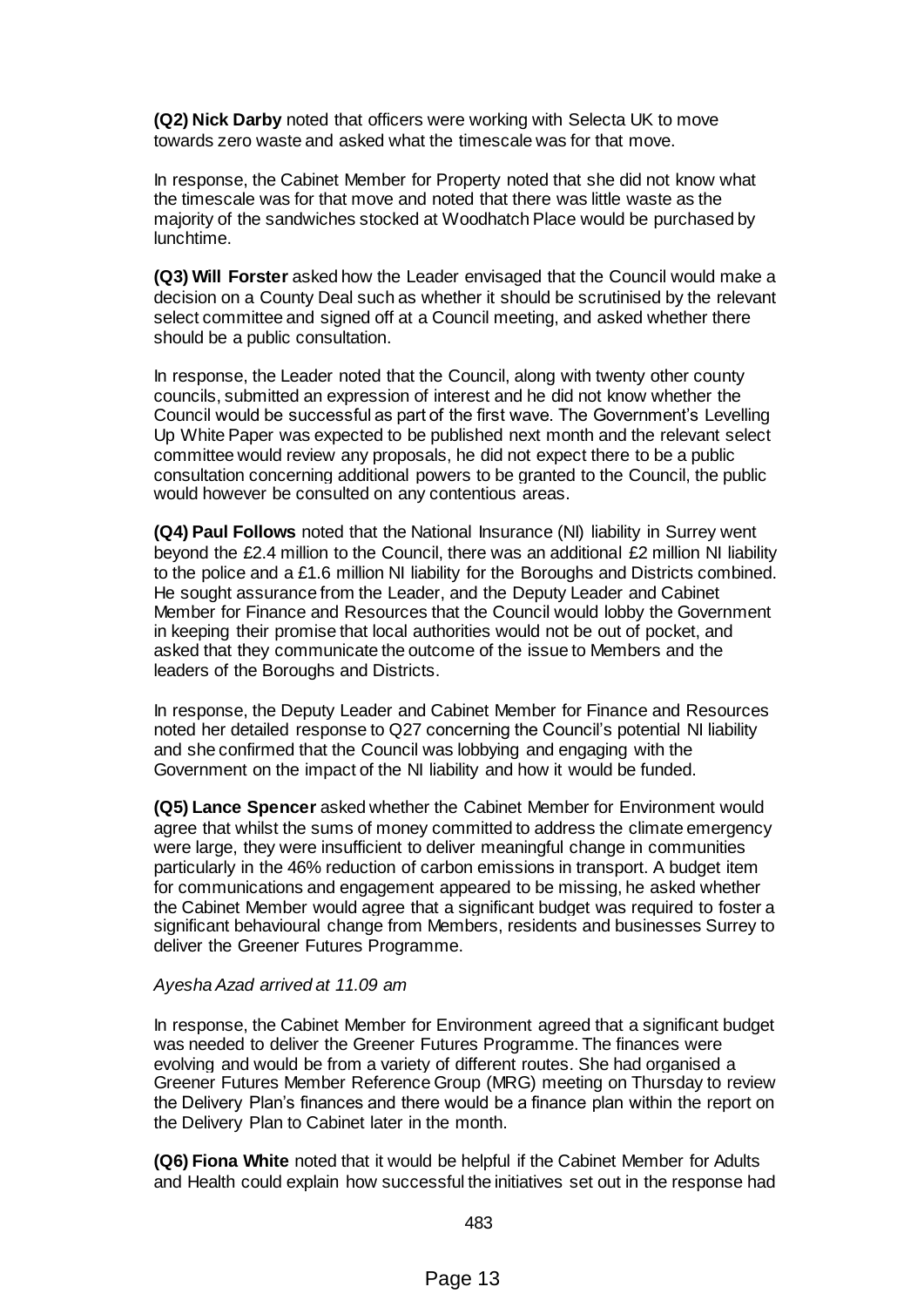**(Q2) Nick Darby** noted that officers were working with Selecta UK to move towards zero waste and asked what the timescale was for that move.

In response, the Cabinet Member for Property noted that she did not know what the timescale was for that move and noted that there was little waste as the majority of the sandwiches stocked at Woodhatch Place would be purchased by lunchtime.

**(Q3) Will Forster** asked how the Leader envisaged that the Council would make a decision on a County Deal such as whether it should be scrutinised by the relevant select committee and signed off at a Council meeting, and asked whether there should be a public consultation.

In response, the Leader noted that the Council, along with twenty other county councils, submitted an expression of interest and he did not know whether the Council would be successful as part of the first wave. The Government's Levelling Up White Paper was expected to be published next month and the relevant select committee would review any proposals, he did not expect there to be a public consultation concerning additional powers to be granted to the Council, the public would however be consulted on any contentious areas.

**(Q4) Paul Follows** noted that the National Insurance (NI) liability in Surrey went beyond the £2.4 million to the Council, there was an additional £2 million NI liability to the police and a £1.6 million NI liability for the Boroughs and Districts combined. He sought assurance from the Leader, and the Deputy Leader and Cabinet Member for Finance and Resources that the Council would lobby the Government in keeping their promise that local authorities would not be out of pocket, and asked that they communicate the outcome of the issue to Members and the leaders of the Boroughs and Districts.

In response, the Deputy Leader and Cabinet Member for Finance and Resources noted her detailed response to Q27 concerning the Council's potential NI liability and she confirmed that the Council was lobbying and engaging with the Government on the impact of the NI liability and how it would be funded.

**(Q5) Lance Spencer** asked whether the Cabinet Member for Environment would agree that whilst the sums of money committed to address the climate emergency were large, they were insufficient to deliver meaningful change in communities particularly in the 46% reduction of carbon emissions in transport. A budget item for communications and engagement appeared to be missing, he asked whether the Cabinet Member would agree that a significant budget was required to foster a significant behavioural change from Members, residents and businesses Surrey to deliver the Greener Futures Programme.

*Ayesha Azad arrived at 11.09 am*

In response, the Cabinet Member for Environment agreed that a significant budget was needed to deliver the Greener Futures Programme. The finances were evolving and would be from a variety of different routes. She had organised a Greener Futures Member Reference Group (MRG) meeting on Thursday to review the Delivery Plan's finances and there would be a finance plan within the report on the Delivery Plan to Cabinet later in the month.

**(Q6) Fiona White** noted that it would be helpful if the Cabinet Member for Adults and Health could explain how successful the initiatives set out in the response had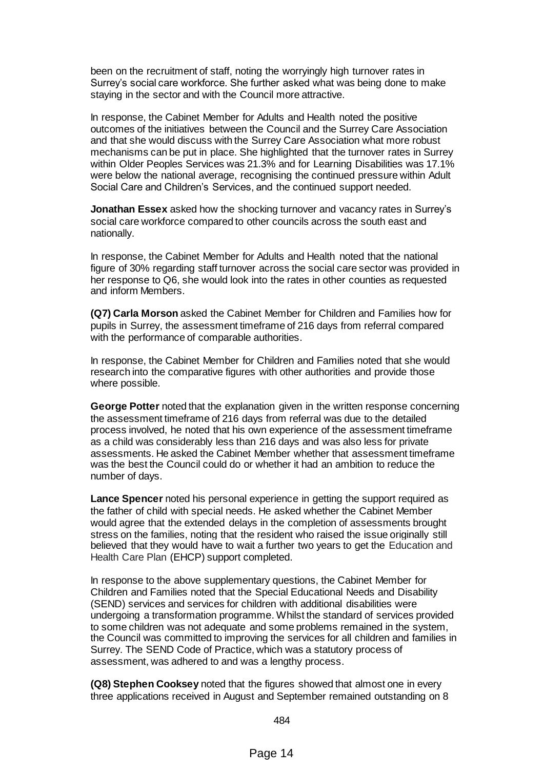been on the recruitment of staff, noting the worryingly high turnover rates in Surrey's social care workforce. She further asked what was being done to make staying in the sector and with the Council more attractive.

In response, the Cabinet Member for Adults and Health noted the positive outcomes of the initiatives between the Council and the Surrey Care Association and that she would discuss with the Surrey Care Association what more robust mechanisms can be put in place. She highlighted that the turnover rates in Surrey within Older Peoples Services was 21.3% and for Learning Disabilities was 17.1% were below the national average, recognising the continued pressure within Adult Social Care and Children's Services, and the continued support needed.

**Jonathan Essex** asked how the shocking turnover and vacancy rates in Surrey's social care workforce compared to other councils across the south east and nationally.

In response, the Cabinet Member for Adults and Health noted that the national figure of 30% regarding staff turnover across the social care sector was provided in her response to Q6, she would look into the rates in other counties as requested and inform Members.

**(Q7) Carla Morson** asked the Cabinet Member for Children and Families how for pupils in Surrey, the assessment timeframe of 216 days from referral compared with the performance of comparable authorities.

In response, the Cabinet Member for Children and Families noted that she would research into the comparative figures with other authorities and provide those where possible.

**George Potter** noted that the explanation given in the written response concerning the assessment timeframe of 216 days from referral was due to the detailed process involved, he noted that his own experience of the assessment timeframe as a child was considerably less than 216 days and was also less for private assessments. He asked the Cabinet Member whether that assessment timeframe was the best the Council could do or whether it had an ambition to reduce the number of days.

**Lance Spencer** noted his personal experience in getting the support required as the father of child with special needs. He asked whether the Cabinet Member would agree that the extended delays in the completion of assessments brought stress on the families, noting that the resident who raised the issue originally still believed that they would have to wait a further two years to get the Education and Health Care Plan (EHCP) support completed.

In response to the above supplementary questions, the Cabinet Member for Children and Families noted that the Special Educational Needs and Disability (SEND) services and services for children with additional disabilities were undergoing a transformation programme. Whilst the standard of services provided to some children was not adequate and some problems remained in the system, the Council was committed to improving the services for all children and families in Surrey. The SEND Code of Practice, which was a statutory process of assessment, was adhered to and was a lengthy process.

**(Q8) Stephen Cooksey** noted that the figures showed that almost one in every three applications received in August and September remained outstanding on 8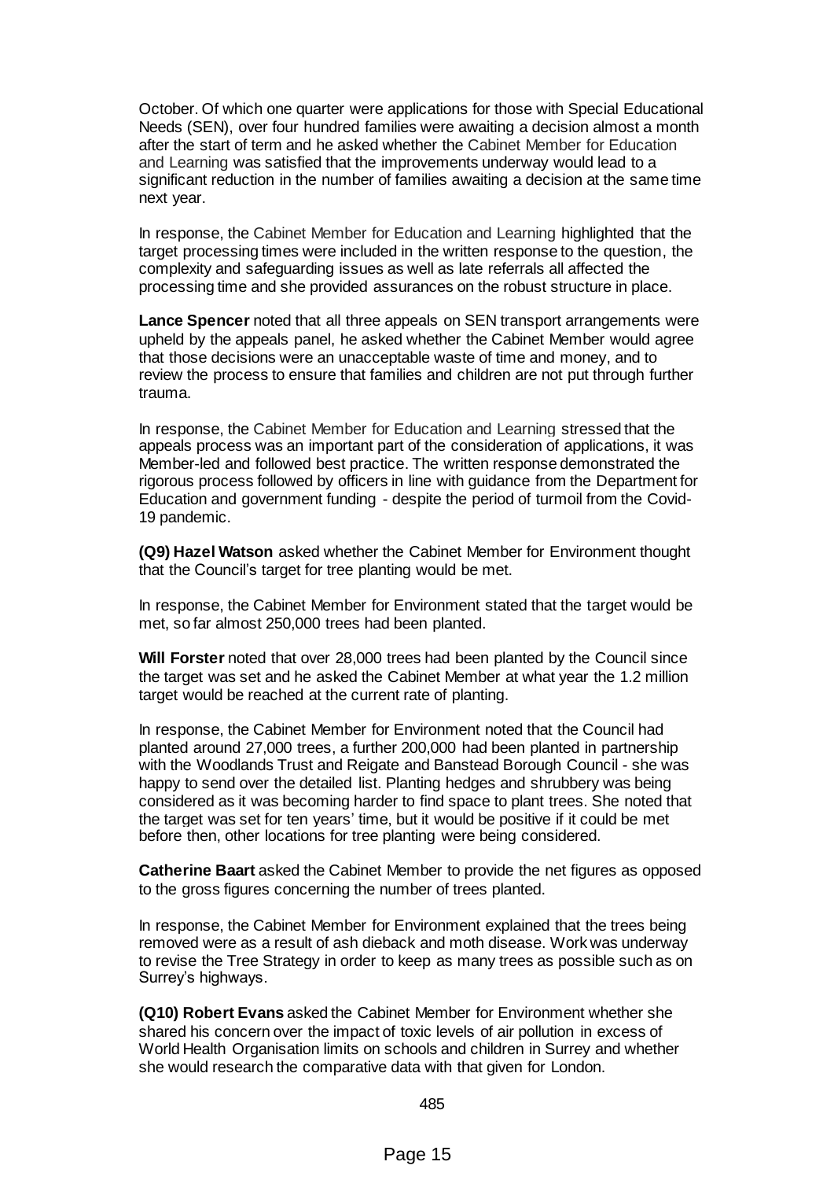October. Of which one quarter were applications for those with Special Educational Needs (SEN), over four hundred families were awaiting a decision almost a month after the start of term and he asked whether the Cabinet Member for Education and Learning was satisfied that the improvements underway would lead to a significant reduction in the number of families awaiting a decision at the same time next year.

In response, the Cabinet Member for Education and Learning highlighted that the target processing times were included in the written response to the question, the complexity and safeguarding issues as well as late referrals all affected the processing time and she provided assurances on the robust structure in place.

**Lance Spencer** noted that all three appeals on SEN transport arrangements were upheld by the appeals panel, he asked whether the Cabinet Member would agree that those decisions were an unacceptable waste of time and money, and to review the process to ensure that families and children are not put through further trauma.

In response, the Cabinet Member for Education and Learning stressed that the appeals process was an important part of the consideration of applications, it was Member-led and followed best practice. The written response demonstrated the rigorous process followed by officers in line with guidance from the Department for Education and government funding - despite the period of turmoil from the Covid-19 pandemic.

**(Q9) Hazel Watson** asked whether the Cabinet Member for Environment thought that the Council's target for tree planting would be met.

In response, the Cabinet Member for Environment stated that the target would be met, so far almost 250,000 trees had been planted.

**Will Forster** noted that over 28,000 trees had been planted by the Council since the target was set and he asked the Cabinet Member at what year the 1.2 million target would be reached at the current rate of planting.

In response, the Cabinet Member for Environment noted that the Council had planted around 27,000 trees, a further 200,000 had been planted in partnership with the Woodlands Trust and Reigate and Banstead Borough Council - she was happy to send over the detailed list. Planting hedges and shrubbery was being considered as it was becoming harder to find space to plant trees. She noted that the target was set for ten years' time, but it would be positive if it could be met before then, other locations for tree planting were being considered.

**Catherine Baart** asked the Cabinet Member to provide the net figures as opposed to the gross figures concerning the number of trees planted.

In response, the Cabinet Member for Environment explained that the trees being removed were as a result of ash dieback and moth disease. Work was underway to revise the Tree Strategy in order to keep as many trees as possible such as on Surrey's highways.

**(Q10) Robert Evans** asked the Cabinet Member for Environment whether she shared his concern over the impact of toxic levels of air pollution in excess of World Health Organisation limits on schools and children in Surrey and whether she would research the comparative data with that given for London.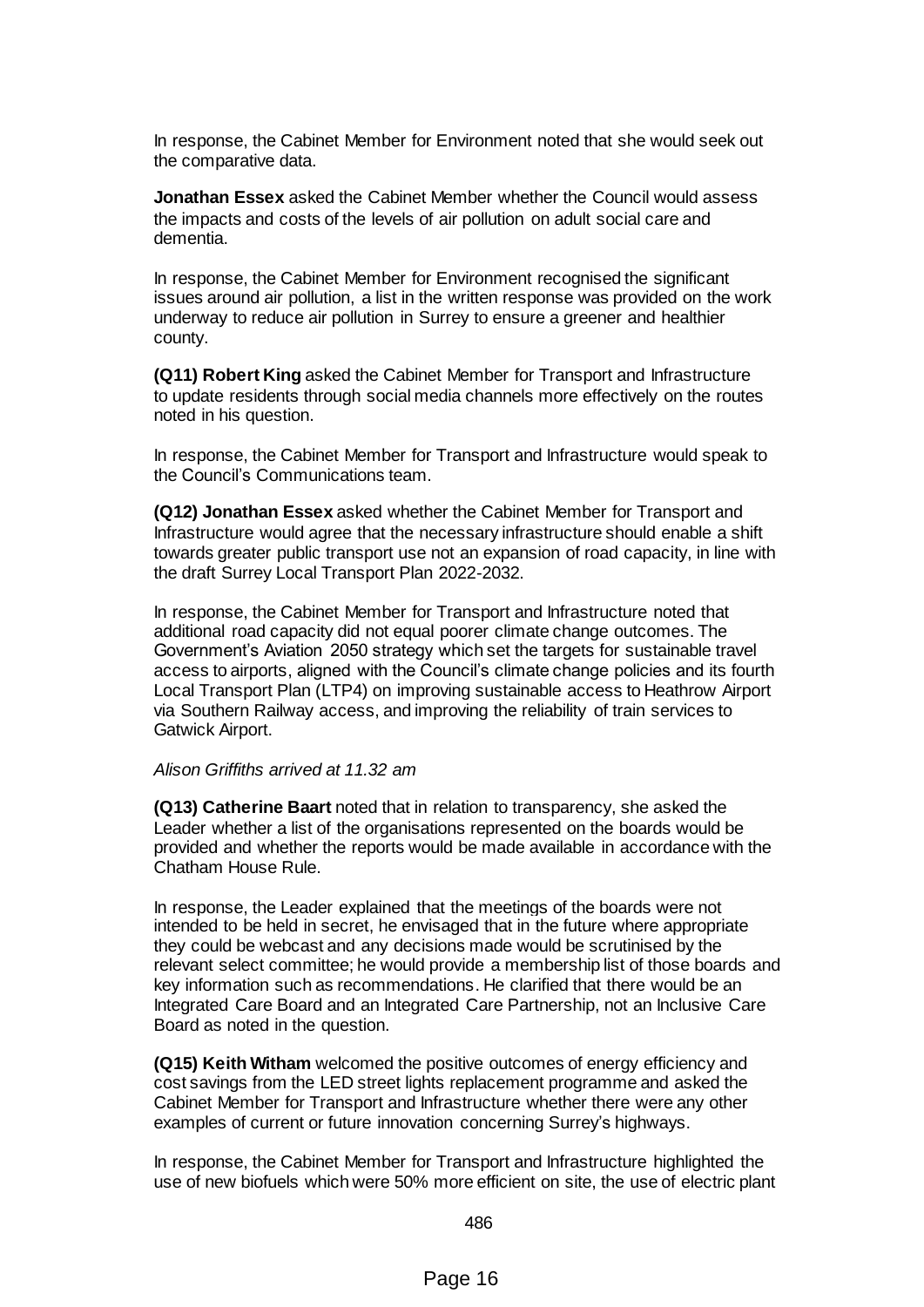In response, the Cabinet Member for Environment noted that she would seek out the comparative data.

**Jonathan Essex** asked the Cabinet Member whether the Council would assess the impacts and costs of the levels of air pollution on adult social care and dementia.

In response, the Cabinet Member for Environment recognised the significant issues around air pollution, a list in the written response was provided on the work underway to reduce air pollution in Surrey to ensure a greener and healthier county.

**(Q11) Robert King** asked the Cabinet Member for Transport and Infrastructure to update residents through social media channels more effectively on the routes noted in his question.

In response, the Cabinet Member for Transport and Infrastructure would speak to the Council's Communications team.

**(Q12) Jonathan Essex** asked whether the Cabinet Member for Transport and Infrastructure would agree that the necessary infrastructure should enable a shift towards greater public transport use not an expansion of road capacity, in line with the draft Surrey Local Transport Plan 2022-2032.

In response, the Cabinet Member for Transport and Infrastructure noted that additional road capacity did not equal poorer climate change outcomes. The Government's Aviation 2050 strategy which set the targets for sustainable travel access to airports, aligned with the Council's climate change policies and its fourth Local Transport Plan (LTP4) on improving sustainable access to Heathrow Airport via Southern Railway access, and improving the reliability of train services to Gatwick Airport.

*Alison Griffiths arrived at 11.32 am*

**(Q13) Catherine Baart** noted that in relation to transparency, she asked the Leader whether a list of the organisations represented on the boards would be provided and whether the reports would be made available in accordance with the Chatham House Rule.

In response, the Leader explained that the meetings of the boards were not intended to be held in secret, he envisaged that in the future where appropriate they could be webcast and any decisions made would be scrutinised by the relevant select committee; he would provide a membership list of those boards and key information such as recommendations. He clarified that there would be an Integrated Care Board and an Integrated Care Partnership, not an Inclusive Care Board as noted in the question.

**(Q15) Keith Witham** welcomed the positive outcomes of energy efficiency and cost savings from the LED street lights replacement programme and asked the Cabinet Member for Transport and Infrastructure whether there were any other examples of current or future innovation concerning Surrey's highways.

In response, the Cabinet Member for Transport and Infrastructure highlighted the use of new biofuels which were 50% more efficient on site, the use of electric plant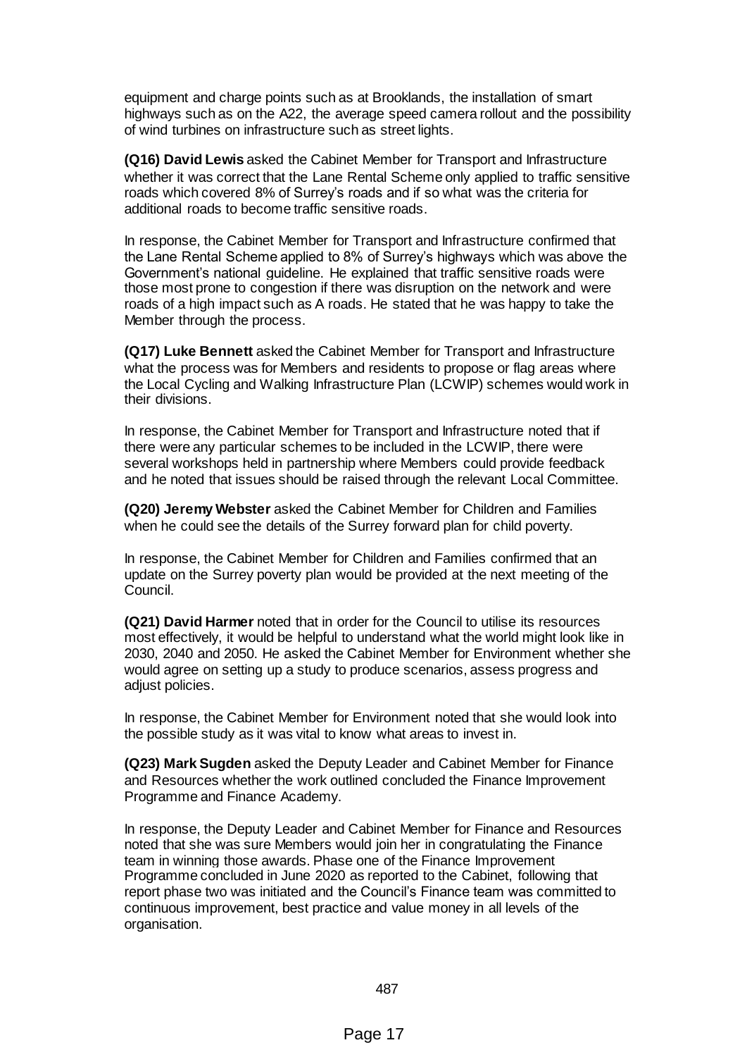equipment and charge points such as at Brooklands, the installation of smart highways such as on the A22, the average speed camera rollout and the possibility of wind turbines on infrastructure such as street lights.

**(Q16) David Lewis** asked the Cabinet Member for Transport and Infrastructure whether it was correct that the Lane Rental Scheme only applied to traffic sensitive roads which covered 8% of Surrey's roads and if so what was the criteria for additional roads to become traffic sensitive roads.

In response, the Cabinet Member for Transport and Infrastructure confirmed that the Lane Rental Scheme applied to 8% of Surrey's highways which was above the Government's national guideline. He explained that traffic sensitive roads were those most prone to congestion if there was disruption on the network and were roads of a high impact such as A roads. He stated that he was happy to take the Member through the process.

**(Q17) Luke Bennett** asked the Cabinet Member for Transport and Infrastructure what the process was for Members and residents to propose or flag areas where the Local Cycling and Walking Infrastructure Plan (LCWIP) schemes would work in their divisions.

In response, the Cabinet Member for Transport and Infrastructure noted that if there were any particular schemes to be included in the LCWIP, there were several workshops held in partnership where Members could provide feedback and he noted that issues should be raised through the relevant Local Committee.

**(Q20) Jeremy Webster** asked the Cabinet Member for Children and Families when he could see the details of the Surrey forward plan for child poverty.

In response, the Cabinet Member for Children and Families confirmed that an update on the Surrey poverty plan would be provided at the next meeting of the Council.

**(Q21) David Harmer** noted that in order for the Council to utilise its resources most effectively, it would be helpful to understand what the world might look like in 2030, 2040 and 2050. He asked the Cabinet Member for Environment whether she would agree on setting up a study to produce scenarios, assess progress and adjust policies.

In response, the Cabinet Member for Environment noted that she would look into the possible study as it was vital to know what areas to invest in.

**(Q23) Mark Sugden** asked the Deputy Leader and Cabinet Member for Finance and Resources whether the work outlined concluded the Finance Improvement Programme and Finance Academy.

In response, the Deputy Leader and Cabinet Member for Finance and Resources noted that she was sure Members would join her in congratulating the Finance team in winning those awards. Phase one of the Finance Improvement Programme concluded in June 2020 as reported to the Cabinet, following that report phase two was initiated and the Council's Finance team was committed to continuous improvement, best practice and value money in all levels of the organisation.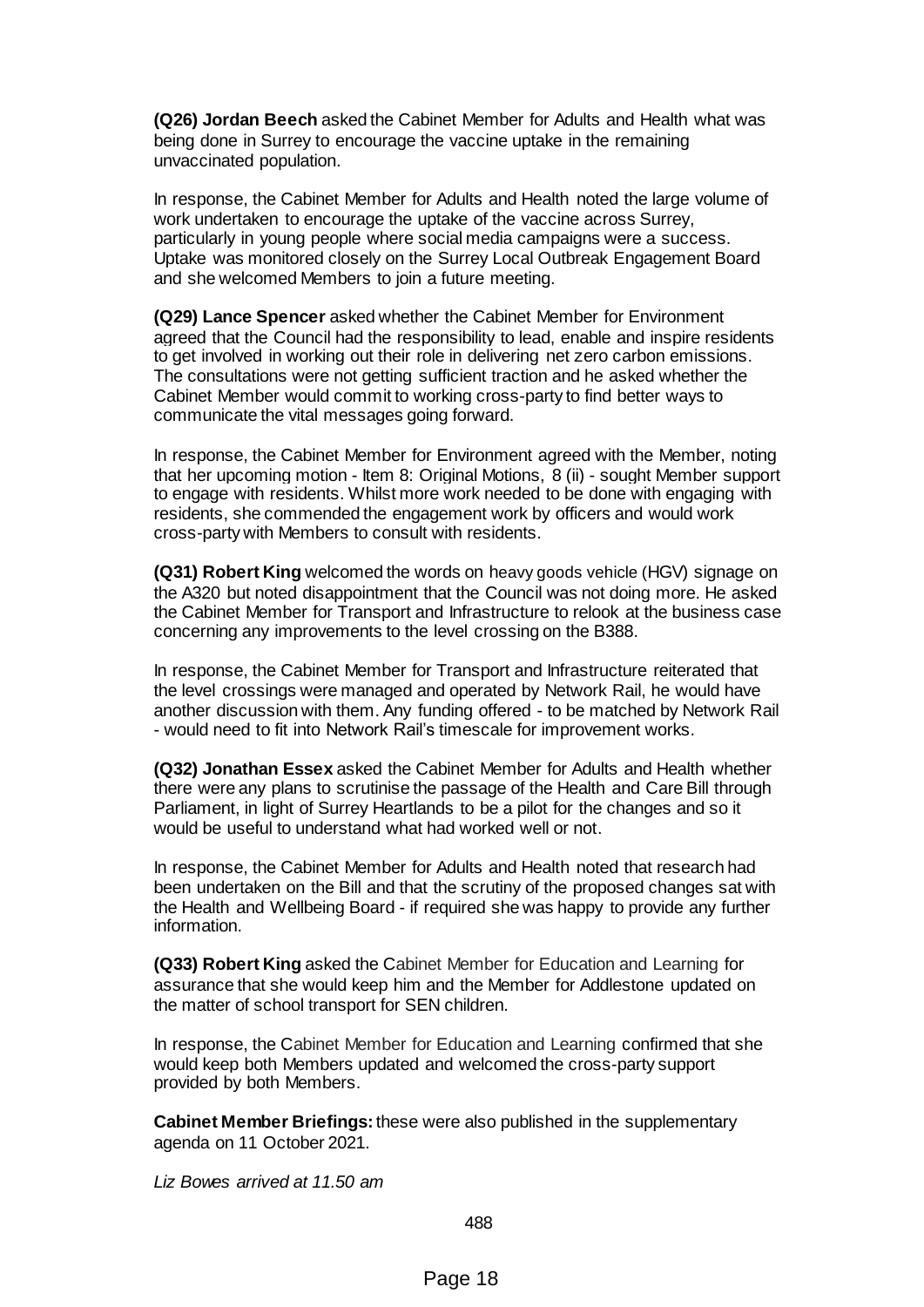**(Q26) Jordan Beech** asked the Cabinet Member for Adults and Health what was being done in Surrey to encourage the vaccine uptake in the remaining unvaccinated population.

In response, the Cabinet Member for Adults and Health noted the large volume of work undertaken to encourage the uptake of the vaccine across Surrey, particularly in young people where social media campaigns were a success. Uptake was monitored closely on the Surrey Local Outbreak Engagement Board and she welcomed Members to join a future meeting.

**(Q29) Lance Spencer** asked whether the Cabinet Member for Environment agreed that the Council had the responsibility to lead, enable and inspire residents to get involved in working out their role in delivering net zero carbon emissions. The consultations were not getting sufficient traction and he asked whether the Cabinet Member would commit to working cross-party to find better ways to communicate the vital messages going forward.

In response, the Cabinet Member for Environment agreed with the Member, noting that her upcoming motion - Item 8: Original Motions, 8 (ii) - sought Member support to engage with residents. Whilst more work needed to be done with engaging with residents, she commended the engagement work by officers and would work cross-party with Members to consult with residents.

**(Q31) Robert King** welcomed the words on heavy goods vehicle (HGV) signage on the A320 but noted disappointment that the Council was not doing more. He asked the Cabinet Member for Transport and Infrastructure to relook at the business case concerning any improvements to the level crossing on the B388.

In response, the Cabinet Member for Transport and Infrastructure reiterated that the level crossings were managed and operated by Network Rail, he would have another discussion with them. Any funding offered - to be matched by Network Rail - would need to fit into Network Rail's timescale for improvement works.

**(Q32) Jonathan Essex** asked the Cabinet Member for Adults and Health whether there were any plans to scrutinise the passage of the Health and Care Bill through Parliament, in light of Surrey Heartlands to be a pilot for the changes and so it would be useful to understand what had worked well or not.

In response, the Cabinet Member for Adults and Health noted that research had been undertaken on the Bill and that the scrutiny of the proposed changes sat with the Health and Wellbeing Board - if required she was happy to provide any further information.

**(Q33) Robert King** asked the Cabinet Member for Education and Learning for assurance that she would keep him and the Member for Addlestone updated on the matter of school transport for SEN children.

In response, the Cabinet Member for Education and Learning confirmed that she would keep both Members updated and welcomed the cross-party support provided by both Members.

**Cabinet Member Briefings:** these were also published in the supplementary agenda on 11 October 2021.

*Liz Bowes arrived at 11.50 am*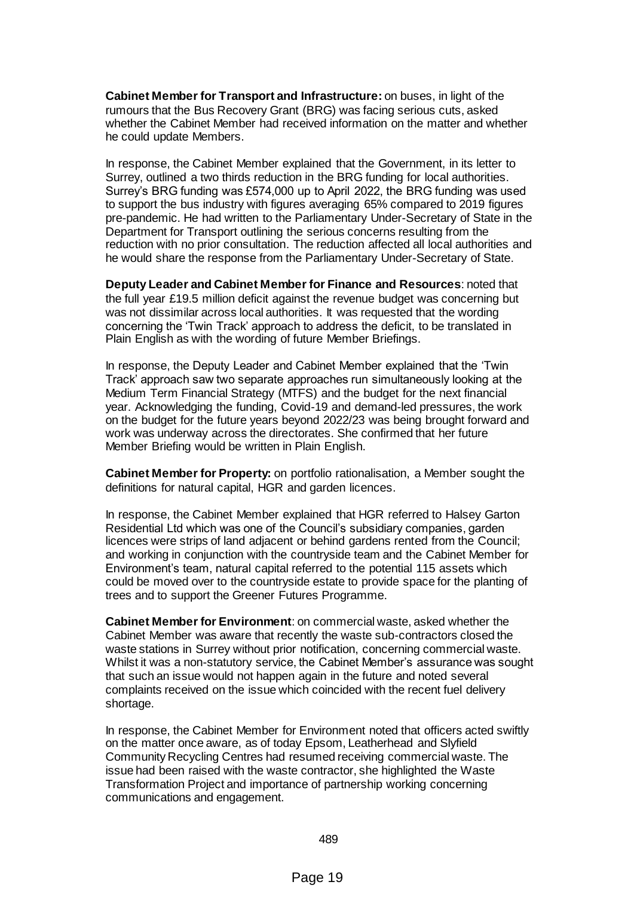**Cabinet Member for Transport and Infrastructure:** on buses, in light of the rumours that the Bus Recovery Grant (BRG) was facing serious cuts, asked whether the Cabinet Member had received information on the matter and whether he could update Members.

In response, the Cabinet Member explained that the Government, in its letter to Surrey, outlined a two thirds reduction in the BRG funding for local authorities. Surrey's BRG funding was £574,000 up to April 2022, the BRG funding was used to support the bus industry with figures averaging 65% compared to 2019 figures pre-pandemic. He had written to the Parliamentary Under-Secretary of State in the Department for Transport outlining the serious concerns resulting from the reduction with no prior consultation. The reduction affected all local authorities and he would share the response from the Parliamentary Under-Secretary of State.

**Deputy Leader and Cabinet Member for Finance and Resources**: noted that the full year £19.5 million deficit against the revenue budget was concerning but was not dissimilar across local authorities. It was requested that the wording concerning the 'Twin Track' approach to address the deficit, to be translated in Plain English as with the wording of future Member Briefings.

In response, the Deputy Leader and Cabinet Member explained that the 'Twin Track' approach saw two separate approaches run simultaneously looking at the Medium Term Financial Strategy (MTFS) and the budget for the next financial year. Acknowledging the funding, Covid-19 and demand-led pressures, the work on the budget for the future years beyond 2022/23 was being brought forward and work was underway across the directorates. She confirmed that her future Member Briefing would be written in Plain English.

**Cabinet Member for Property:** on portfolio rationalisation, a Member sought the definitions for natural capital, HGR and garden licences.

In response, the Cabinet Member explained that HGR referred to Halsey Garton Residential Ltd which was one of the Council's subsidiary companies, garden licences were strips of land adjacent or behind gardens rented from the Council; and working in conjunction with the countryside team and the Cabinet Member for Environment's team, natural capital referred to the potential 115 assets which could be moved over to the countryside estate to provide space for the planting of trees and to support the Greener Futures Programme.

**Cabinet Member for Environment**: on commercial waste, asked whether the Cabinet Member was aware that recently the waste sub-contractors closed the waste stations in Surrey without prior notification, concerning commercial waste. Whilst it was a non-statutory service, the Cabinet Member's assurance was sought that such an issue would not happen again in the future and noted several complaints received on the issue which coincided with the recent fuel delivery shortage.

In response, the Cabinet Member for Environment noted that officers acted swiftly on the matter once aware, as of today Epsom, Leatherhead and Slyfield Community Recycling Centres had resumed receiving commercial waste. The issue had been raised with the waste contractor, she highlighted the Waste Transformation Project and importance of partnership working concerning communications and engagement.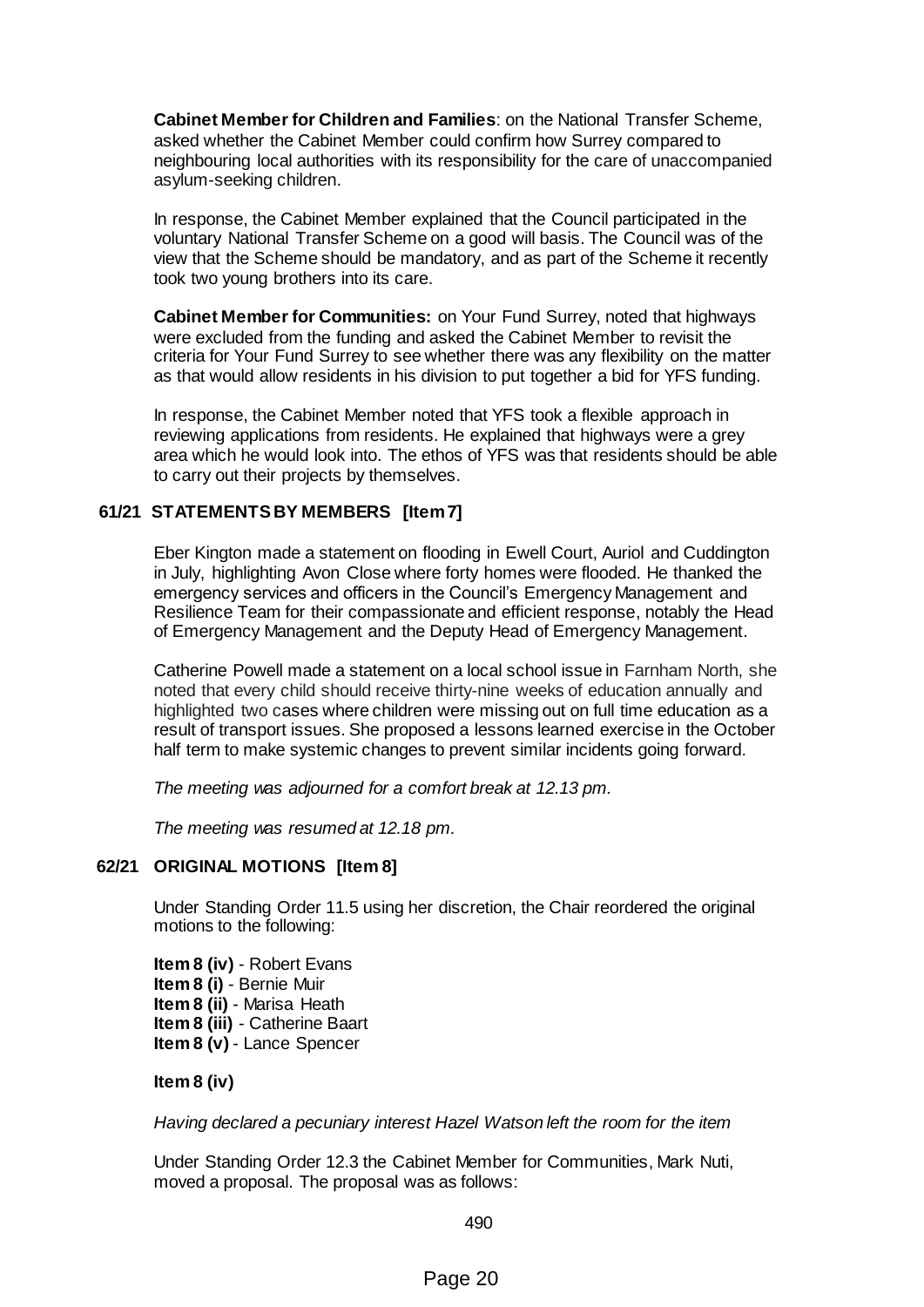**Cabinet Member for Children and Families**: on the National Transfer Scheme, asked whether the Cabinet Member could confirm how Surrey compared to neighbouring local authorities with its responsibility for the care of unaccompanied asylum-seeking children.

In response, the Cabinet Member explained that the Council participated in the voluntary National Transfer Scheme on a good will basis. The Council was of the view that the Scheme should be mandatory, and as part of the Scheme it recently took two young brothers into its care.

**Cabinet Member for Communities:** on Your Fund Surrey, noted that highways were excluded from the funding and asked the Cabinet Member to revisit the criteria for Your Fund Surrey to see whether there was any flexibility on the matter as that would allow residents in his division to put together a bid for YFS funding.

In response, the Cabinet Member noted that YFS took a flexible approach in reviewing applications from residents. He explained that highways were a grey area which he would look into. The ethos of YFS was that residents should be able to carry out their projects by themselves.

## 61/21 STATEMENTS BY MEMBERS [Item 7]

Eber Kington made a statement on flooding in Ewell Court, Auriol and Cuddington in July, highlighting Avon Close where forty homes were flooded. He thanked the emergency services and officers in the Council's Emergency Management and Resilience Team for their compassionate and efficient response, notably the Head of Emergency Management and the Deputy Head of Emergency Management.

Catherine Powell made a statement on a local school issue in Farnham North, she noted that every child should receive thirty-nine weeks of education annually and highlighted two cases where children were missing out on full time education as a result of transport issues. She proposed a lessons learned exercise in the October half term to make systemic changes to prevent similar incidents going forward.

*The meeting was adjourned for a comfort break at 12.13 pm.*

*The meeting was resumed at 12.18 pm.*

## 62/21 ORIGINAL MOTIONS [Item 8]

Under Standing Order 11.5 using her discretion, the Chair reordered the original motions to the following:

**Item 8 (iv)** - Robert Evans  
**Item 8 (i)** - Bernie Muir  
**Item 8 (ii)** - Marisa Heath  
**Item 8 (iii)** - Catherine Baart  
**Item 8 (v)** - Lance Spencer

**Item 8 (iv)**

*Having declared a pecuniary interest Hazel Watson left the room for the item*

Under Standing Order 12.3 the Cabinet Member for Communities, Mark Nuti, moved a proposal. The proposal was as follows: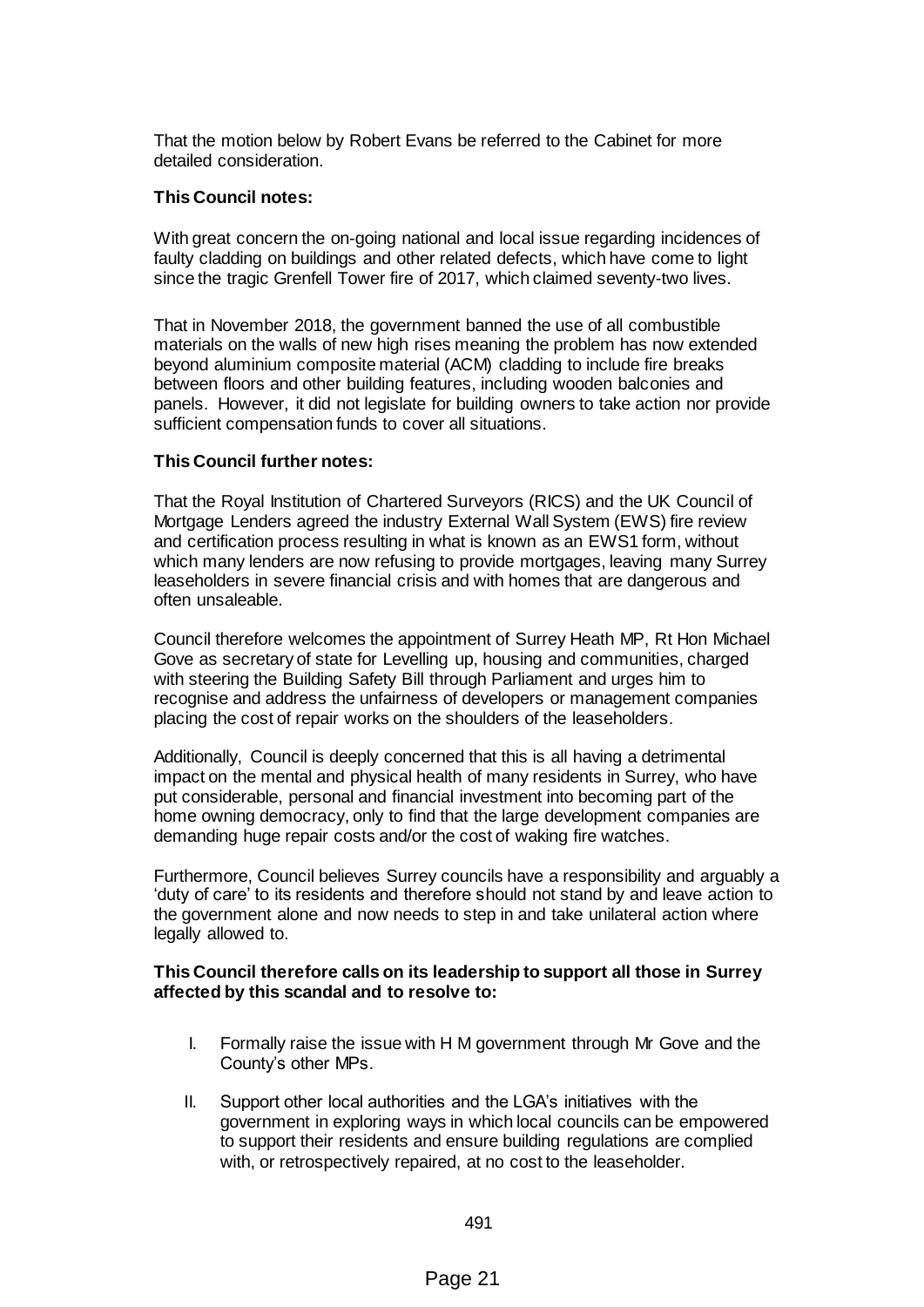That the motion below by Robert Evans be referred to the Cabinet for more detailed consideration.

**This Council notes:**

With great concern the on-going national and local issue regarding incidences of faulty cladding on buildings and other related defects, which have come to light since the tragic Grenfell Tower fire of 2017, which claimed seventy-two lives.

That in November 2018, the government banned the use of all combustible materials on the walls of new high rises meaning the problem has now extended beyond aluminium composite material (ACM) cladding to include fire breaks between floors and other building features, including wooden balconies and panels. However, it did not legislate for building owners to take action nor provide sufficient compensation funds to cover all situations.

**This Council further notes:**

That the Royal Institution of Chartered Surveyors (RICS) and the UK Council of Mortgage Lenders agreed the industry External Wall System (EWS) fire review and certification process resulting in what is known as an EWS1 form, without which many lenders are now refusing to provide mortgages, leaving many Surrey leaseholders in severe financial crisis and with homes that are dangerous and often unsaleable.

Council therefore welcomes the appointment of Surrey Heath MP, Rt Hon Michael Gove as secretary of state for Levelling up, housing and communities, charged with steering the Building Safety Bill through Parliament and urges him to recognise and address the unfairness of developers or management companies placing the cost of repair works on the shoulders of the leaseholders.

Additionally, Council is deeply concerned that this is all having a detrimental impact on the mental and physical health of many residents in Surrey, who have put considerable, personal and financial investment into becoming part of the home owning democracy, only to find that the large development companies are demanding huge repair costs and/or the cost of waking fire watches.

Furthermore, Council believes Surrey councils have a responsibility and arguably a 'duty of care' to its residents and therefore should not stand by and leave action to the government alone and now needs to step in and take unilateral action where legally allowed to.

**This Council therefore calls on its leadership to support all those in Surrey affected by this scandal and to resolve to:**

I. Formally raise the issue with H M government through Mr Gove and the County's other MPs.

II. Support other local authorities and the LGA's initiatives with the government in exploring ways in which local councils can be empowered to support their residents and ensure building regulations are complied with, or retrospectively repaired, at no cost to the leaseholder.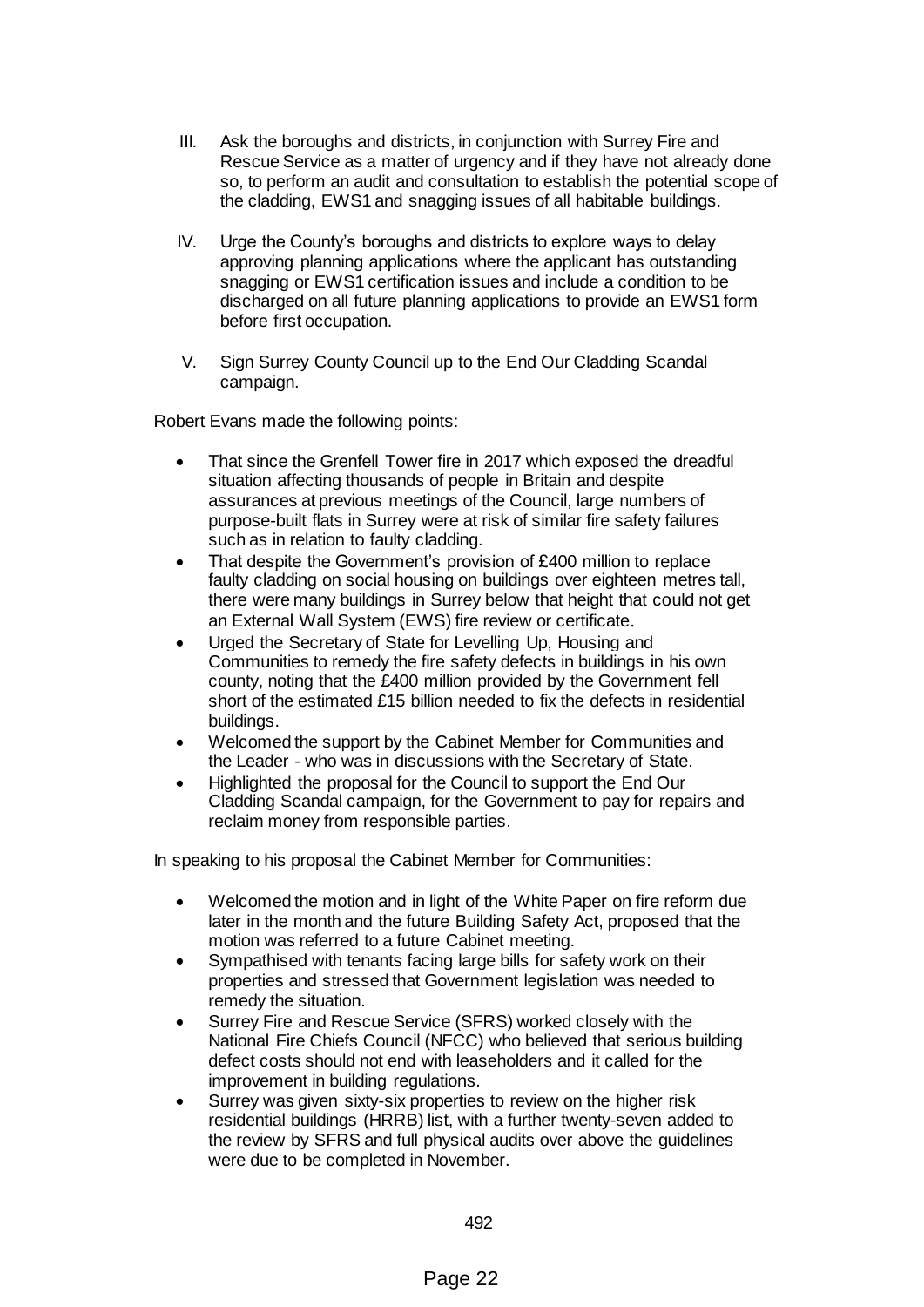III. Ask the boroughs and districts, in conjunction with Surrey Fire and Rescue Service as a matter of urgency and if they have not already done so, to perform an audit and consultation to establish the potential scope of the cladding, EWS1 and snagging issues of all habitable buildings.

IV. Urge the County's boroughs and districts to explore ways to delay approving planning applications where the applicant has outstanding snagging or EWS1 certification issues and include a condition to be discharged on all future planning applications to provide an EWS1 form before first occupation.

V. Sign Surrey County Council up to the End Our Cladding Scandal campaign.

Robert Evans made the following points:

- That since the Grenfell Tower fire in 2017 which exposed the dreadful situation affecting thousands of people in Britain and despite assurances at previous meetings of the Council, large numbers of purpose-built flats in Surrey were at risk of similar fire safety failures such as in relation to faulty cladding.
- That despite the Government's provision of £400 million to replace faulty cladding on social housing on buildings over eighteen metres tall, there were many buildings in Surrey below that height that could not get an External Wall System (EWS) fire review or certificate.
- Urged the Secretary of State for Levelling Up, Housing and Communities to remedy the fire safety defects in buildings in his own county, noting that the £400 million provided by the Government fell short of the estimated £15 billion needed to fix the defects in residential buildings.
- Welcomed the support by the Cabinet Member for Communities and the Leader - who was in discussions with the Secretary of State.
- Highlighted the proposal for the Council to support the End Our Cladding Scandal campaign, for the Government to pay for repairs and reclaim money from responsible parties.

In speaking to his proposal the Cabinet Member for Communities:

- Welcomed the motion and in light of the White Paper on fire reform due later in the month and the future Building Safety Act, proposed that the motion was referred to a future Cabinet meeting.
- Sympathised with tenants facing large bills for safety work on their properties and stressed that Government legislation was needed to remedy the situation.
- Surrey Fire and Rescue Service (SFRS) worked closely with the National Fire Chiefs Council (NFCC) who believed that serious building defect costs should not end with leaseholders and it called for the improvement in building regulations.
- Surrey was given sixty-six properties to review on the higher risk residential buildings (HRRB) list, with a further twenty-seven added to the review by SFRS and full physical audits over above the guidelines were due to be completed in November.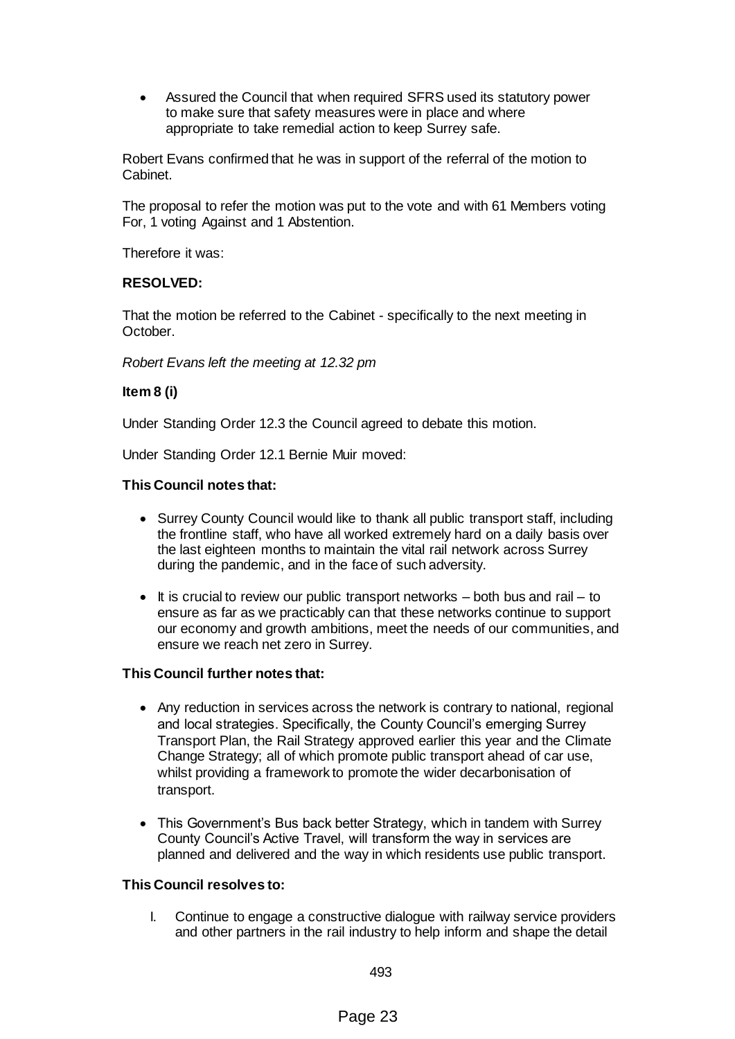- Assured the Council that when required SFRS used its statutory power to make sure that safety measures were in place and where appropriate to take remedial action to keep Surrey safe.

Robert Evans confirmed that he was in support of the referral of the motion to Cabinet.

The proposal to refer the motion was put to the vote and with 61 Members voting For, 1 voting Against and 1 Abstention.

Therefore it was:

**RESOLVED:**

That the motion be referred to the Cabinet - specifically to the next meeting in October.

*Robert Evans left the meeting at 12.32 pm*

**Item 8 (i)**

Under Standing Order 12.3 the Council agreed to debate this motion.

Under Standing Order 12.1 Bernie Muir moved:

**This Council notes that:**

- Surrey County Council would like to thank all public transport staff, including the frontline staff, who have all worked extremely hard on a daily basis over the last eighteen months to maintain the vital rail network across Surrey during the pandemic, and in the face of such adversity.
- It is crucial to review our public transport networks – both bus and rail – to ensure as far as we practicably can that these networks continue to support our economy and growth ambitions, meet the needs of our communities, and ensure we reach net zero in Surrey.

**This Council further notes that:**

- Any reduction in services across the network is contrary to national, regional and local strategies. Specifically, the County Council's emerging Surrey Transport Plan, the Rail Strategy approved earlier this year and the Climate Change Strategy; all of which promote public transport ahead of car use, whilst providing a framework to promote the wider decarbonisation of transport.
- This Government's Bus back better Strategy, which in tandem with Surrey County Council's Active Travel, will transform the way in services are planned and delivered and the way in which residents use public transport.

**This Council resolves to:**

I. Continue to engage a constructive dialogue with railway service providers and other partners in the rail industry to help inform and shape the detail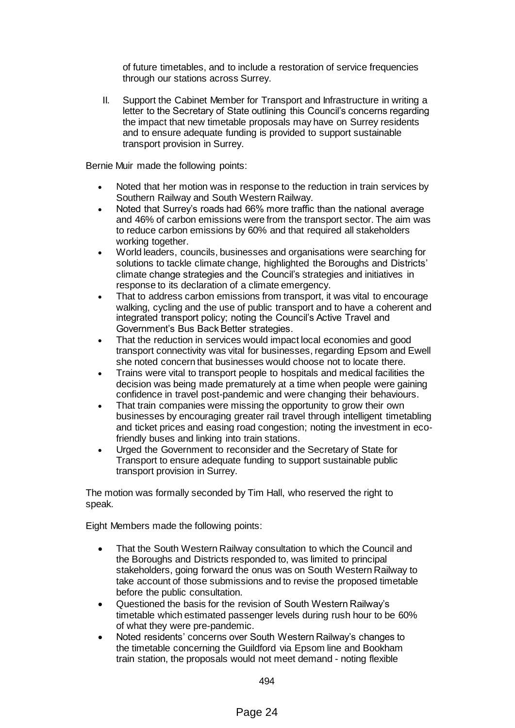of future timetables, and to include a restoration of service frequencies through our stations across Surrey.

II. Support the Cabinet Member for Transport and Infrastructure in writing a letter to the Secretary of State outlining this Council's concerns regarding the impact that new timetable proposals may have on Surrey residents and to ensure adequate funding is provided to support sustainable transport provision in Surrey.

Bernie Muir made the following points:

- Noted that her motion was in response to the reduction in train services by Southern Railway and South Western Railway.
- Noted that Surrey's roads had 66% more traffic than the national average and 46% of carbon emissions were from the transport sector. The aim was to reduce carbon emissions by 60% and that required all stakeholders working together.
- World leaders, councils, businesses and organisations were searching for solutions to tackle climate change, highlighted the Boroughs and Districts' climate change strategies and the Council's strategies and initiatives in response to its declaration of a climate emergency.
- That to address carbon emissions from transport, it was vital to encourage walking, cycling and the use of public transport and to have a coherent and integrated transport policy; noting the Council's Active Travel and Government's Bus Back Better strategies.
- That the reduction in services would impact local economies and good transport connectivity was vital for businesses, regarding Epsom and Ewell she noted concern that businesses would choose not to locate there.
- Trains were vital to transport people to hospitals and medical facilities the decision was being made prematurely at a time when people were gaining confidence in travel post-pandemic and were changing their behaviours.
- That train companies were missing the opportunity to grow their own businesses by encouraging greater rail travel through intelligent timetabling and ticket prices and easing road congestion; noting the investment in eco-friendly buses and linking into train stations.
- Urged the Government to reconsider and the Secretary of State for Transport to ensure adequate funding to support sustainable public transport provision in Surrey.

The motion was formally seconded by Tim Hall, who reserved the right to speak.

Eight Members made the following points:

- That the South Western Railway consultation to which the Council and the Boroughs and Districts responded to, was limited to principal stakeholders, going forward the onus was on South Western Railway to take account of those submissions and to revise the proposed timetable before the public consultation.
- Questioned the basis for the revision of South Western Railway's timetable which estimated passenger levels during rush hour to be 60% of what they were pre-pandemic.
- Noted residents' concerns over South Western Railway's changes to the timetable concerning the Guildford via Epsom line and Bookham train station, the proposals would not meet demand - noting flexible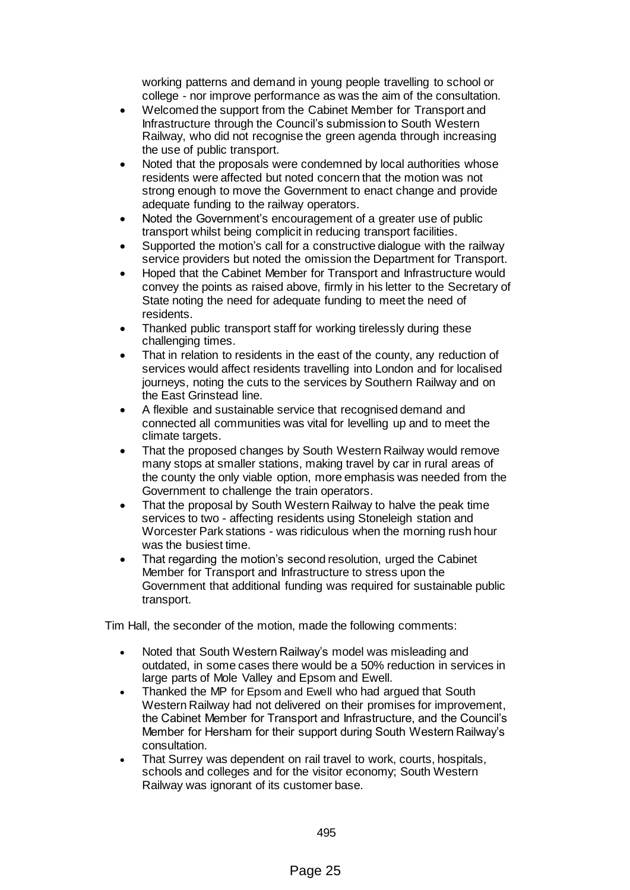working patterns and demand in young people travelling to school or college - nor improve performance as was the aim of the consultation.

- Welcomed the support from the Cabinet Member for Transport and Infrastructure through the Council's submission to South Western Railway, who did not recognise the green agenda through increasing the use of public transport.
- Noted that the proposals were condemned by local authorities whose residents were affected but noted concern that the motion was not strong enough to move the Government to enact change and provide adequate funding to the railway operators.
- Noted the Government's encouragement of a greater use of public transport whilst being complicit in reducing transport facilities.
- Supported the motion's call for a constructive dialogue with the railway service providers but noted the omission the Department for Transport.
- Hoped that the Cabinet Member for Transport and Infrastructure would convey the points as raised above, firmly in his letter to the Secretary of State noting the need for adequate funding to meet the need of residents.
- Thanked public transport staff for working tirelessly during these challenging times.
- That in relation to residents in the east of the county, any reduction of services would affect residents travelling into London and for localised journeys, noting the cuts to the services by Southern Railway and on the East Grinstead line.
- A flexible and sustainable service that recognised demand and connected all communities was vital for levelling up and to meet the climate targets.
- That the proposed changes by South Western Railway would remove many stops at smaller stations, making travel by car in rural areas of the county the only viable option, more emphasis was needed from the Government to challenge the train operators.
- That the proposal by South Western Railway to halve the peak time services to two - affecting residents using Stoneleigh station and Worcester Park stations - was ridiculous when the morning rush hour was the busiest time.
- That regarding the motion's second resolution, urged the Cabinet Member for Transport and Infrastructure to stress upon the Government that additional funding was required for sustainable public transport.

Tim Hall, the seconder of the motion, made the following comments:

- Noted that South Western Railway's model was misleading and outdated, in some cases there would be a 50% reduction in services in large parts of Mole Valley and Epsom and Ewell.
- Thanked the MP for Epsom and Ewell who had argued that South Western Railway had not delivered on their promises for improvement, the Cabinet Member for Transport and Infrastructure, and the Council's Member for Hersham for their support during South Western Railway's consultation.
- That Surrey was dependent on rail travel to work, courts, hospitals, schools and colleges and for the visitor economy; South Western Railway was ignorant of its customer base.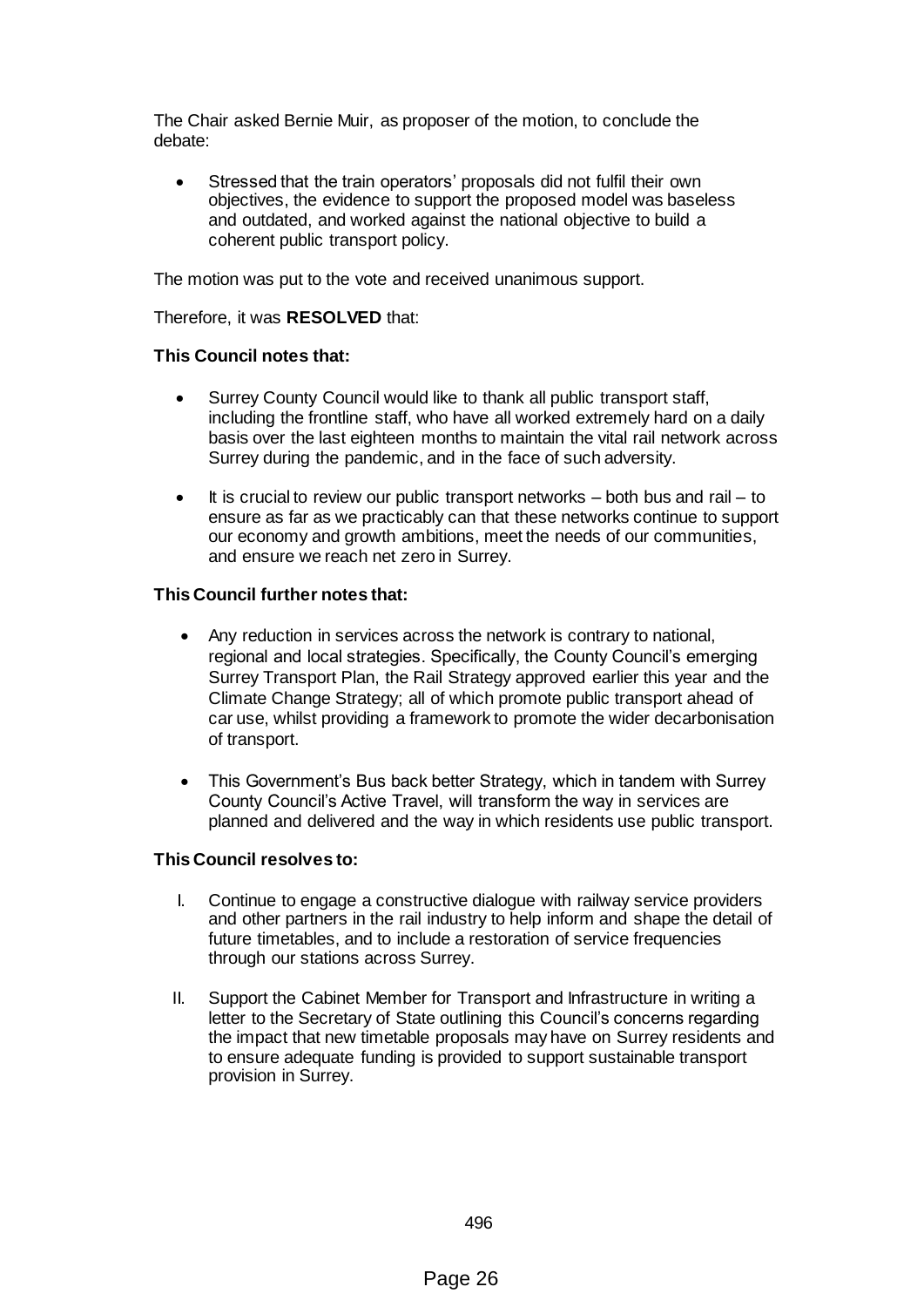The Chair asked Bernie Muir, as proposer of the motion, to conclude the debate:

- Stressed that the train operators' proposals did not fulfil their own objectives, the evidence to support the proposed model was baseless and outdated, and worked against the national objective to build a coherent public transport policy.

The motion was put to the vote and received unanimous support.

Therefore, it was **RESOLVED** that:

**This Council notes that:**

- Surrey County Council would like to thank all public transport staff, including the frontline staff, who have all worked extremely hard on a daily basis over the last eighteen months to maintain the vital rail network across Surrey during the pandemic, and in the face of such adversity.
- It is crucial to review our public transport networks – both bus and rail – to ensure as far as we practicably can that these networks continue to support our economy and growth ambitions, meet the needs of our communities, and ensure we reach net zero in Surrey.

**This Council further notes that:**

- Any reduction in services across the network is contrary to national, regional and local strategies. Specifically, the County Council's emerging Surrey Transport Plan, the Rail Strategy approved earlier this year and the Climate Change Strategy; all of which promote public transport ahead of car use, whilst providing a framework to promote the wider decarbonisation of transport.
- This Government's Bus back better Strategy, which in tandem with Surrey County Council's Active Travel, will transform the way in services are planned and delivered and the way in which residents use public transport.

**This Council resolves to:**

I. Continue to engage a constructive dialogue with railway service providers and other partners in the rail industry to help inform and shape the detail of future timetables, and to include a restoration of service frequencies through our stations across Surrey.

II. Support the Cabinet Member for Transport and Infrastructure in writing a letter to the Secretary of State outlining this Council's concerns regarding the impact that new timetable proposals may have on Surrey residents and to ensure adequate funding is provided to support sustainable transport provision in Surrey.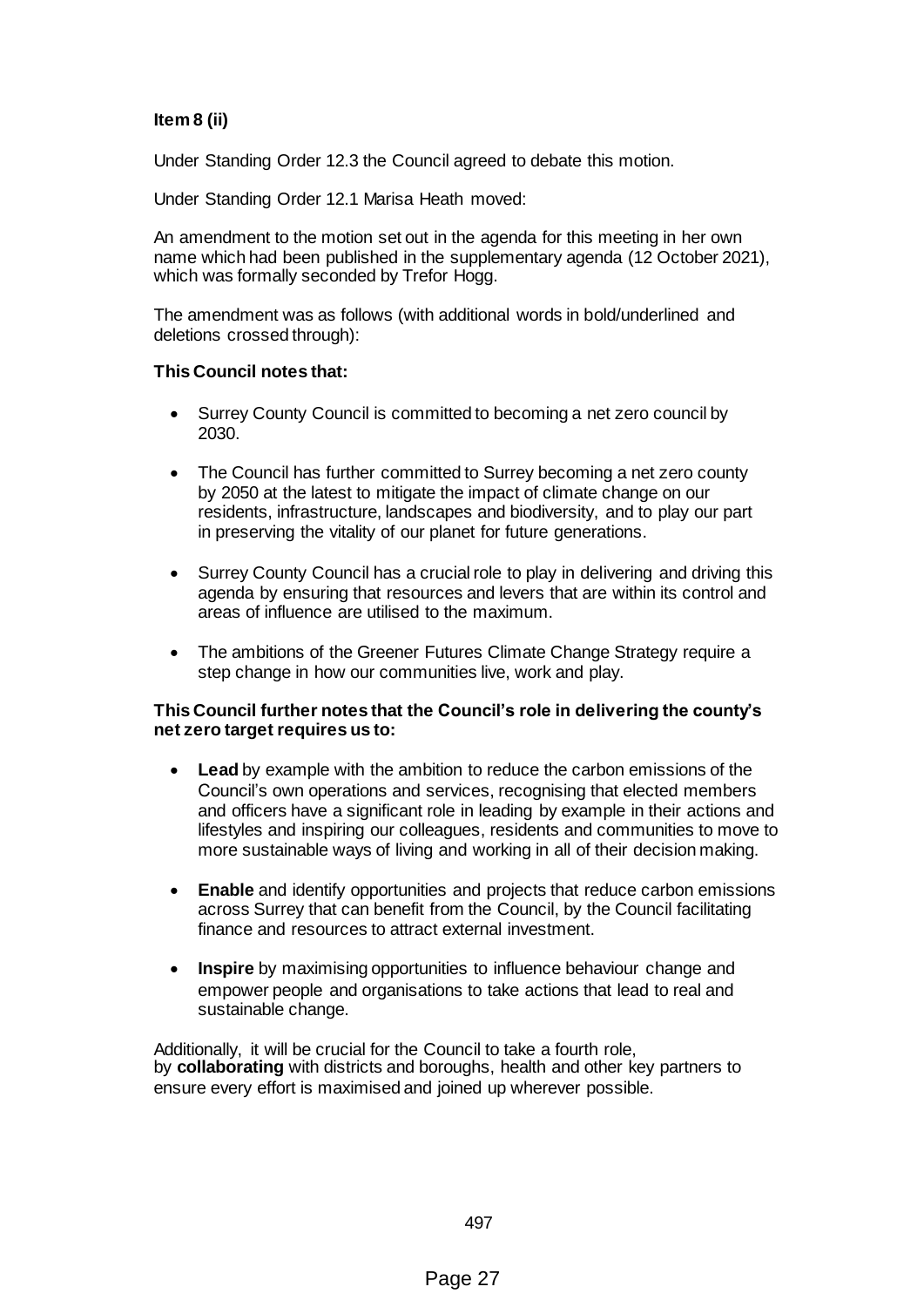**Item 8 (ii)**

Under Standing Order 12.3 the Council agreed to debate this motion.

Under Standing Order 12.1 Marisa Heath moved:

An amendment to the motion set out in the agenda for this meeting in her own name which had been published in the supplementary agenda (12 October 2021), which was formally seconded by Trefor Hogg.

The amendment was as follows (with additional words in bold/underlined and deletions crossed through):

**This Council notes that:**

- Surrey County Council is committed to becoming a net zero council by 2030.
- The Council has further committed to Surrey becoming a net zero county by 2050 at the latest to mitigate the impact of climate change on our residents, infrastructure, landscapes and biodiversity, and to play our part in preserving the vitality of our planet for future generations.
- Surrey County Council has a crucial role to play in delivering and driving this agenda by ensuring that resources and levers that are within its control and areas of influence are utilised to the maximum.
- The ambitions of the Greener Futures Climate Change Strategy require a step change in how our communities live, work and play.

**This Council further notes that the Council's role in delivering the county's net zero target requires us to:**

- **Lead** by example with the ambition to reduce the carbon emissions of the Council's own operations and services, recognising that elected members and officers have a significant role in leading by example in their actions and lifestyles and inspiring our colleagues, residents and communities to move to more sustainable ways of living and working in all of their decision making.
- **Enable** and identify opportunities and projects that reduce carbon emissions across Surrey that can benefit from the Council, by the Council facilitating finance and resources to attract external investment.
- **Inspire** by maximising opportunities to influence behaviour change and empower people and organisations to take actions that lead to real and sustainable change.

Additionally, it will be crucial for the Council to take a fourth role, by **collaborating** with districts and boroughs, health and other key partners to ensure every effort is maximised and joined up wherever possible.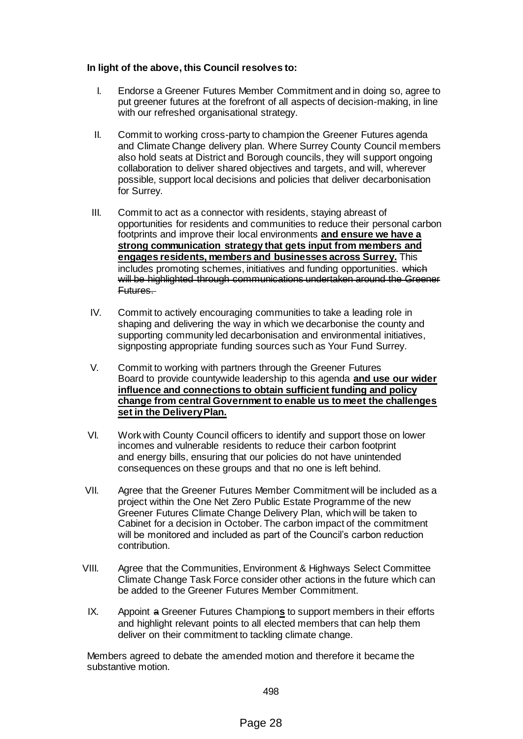**In light of the above, this Council resolves to:**

I. Endorse a Greener Futures Member Commitment and in doing so, agree to put greener futures at the forefront of all aspects of decision-making, in line with our refreshed organisational strategy.

II. Commit to working cross-party to champion the Greener Futures agenda and Climate Change delivery plan. Where Surrey County Council members also hold seats at District and Borough councils, they will support ongoing collaboration to deliver shared objectives and targets, and will, wherever possible, support local decisions and policies that deliver decarbonisation for Surrey.

III. Commit to act as a connector with residents, staying abreast of opportunities for residents and communities to reduce their personal carbon footprints and improve their local environments **and ensure we have a strong communication strategy that gets input from members and engages residents, members and businesses across Surrey.** This includes promoting schemes, initiatives and funding opportunities. ~~which will be highlighted through communications undertaken around the Greener Futures.~~

IV. Commit to actively encouraging communities to take a leading role in shaping and delivering the way in which we decarbonise the county and supporting community led decarbonisation and environmental initiatives, signposting appropriate funding sources such as Your Fund Surrey.

V. Commit to working with partners through the Greener Futures Board to provide countywide leadership to this agenda **and use our wider influence and connections to obtain sufficient funding and policy change from central Government to enable us to meet the challenges set in the Delivery Plan.**

VI. Work with County Council officers to identify and support those on lower incomes and vulnerable residents to reduce their carbon footprint and energy bills, ensuring that our policies do not have unintended consequences on these groups and that no one is left behind.

VII. Agree that the Greener Futures Member Commitment will be included as a project within the One Net Zero Public Estate Programme of the new Greener Futures Climate Change Delivery Plan, which will be taken to Cabinet for a decision in October. The carbon impact of the commitment will be monitored and included as part of the Council's carbon reduction contribution.

VIII. Agree that the Communities, Environment & Highways Select Committee Climate Change Task Force consider other actions in the future which can be added to the Greener Futures Member Commitment.

IX. Appoint ~~a~~ Greener Futures Champion**s** to support members in their efforts and highlight relevant points to all elected members that can help them deliver on their commitment to tackling climate change.

Members agreed to debate the amended motion and therefore it became the substantive motion.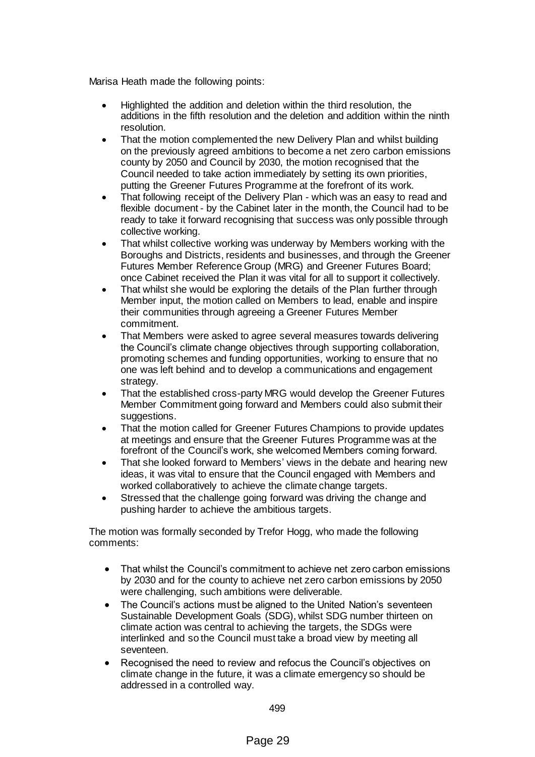Marisa Heath made the following points:

- Highlighted the addition and deletion within the third resolution, the additions in the fifth resolution and the deletion and addition within the ninth resolution.
- That the motion complemented the new Delivery Plan and whilst building on the previously agreed ambitions to become a net zero carbon emissions county by 2050 and Council by 2030, the motion recognised that the Council needed to take action immediately by setting its own priorities, putting the Greener Futures Programme at the forefront of its work.
- That following receipt of the Delivery Plan - which was an easy to read and flexible document - by the Cabinet later in the month, the Council had to be ready to take it forward recognising that success was only possible through collective working.
- That whilst collective working was underway by Members working with the Boroughs and Districts, residents and businesses, and through the Greener Futures Member Reference Group (MRG) and Greener Futures Board; once Cabinet received the Plan it was vital for all to support it collectively.
- That whilst she would be exploring the details of the Plan further through Member input, the motion called on Members to lead, enable and inspire their communities through agreeing a Greener Futures Member commitment.
- That Members were asked to agree several measures towards delivering the Council's climate change objectives through supporting collaboration, promoting schemes and funding opportunities, working to ensure that no one was left behind and to develop a communications and engagement strategy.
- That the established cross-party MRG would develop the Greener Futures Member Commitment going forward and Members could also submit their suggestions.
- That the motion called for Greener Futures Champions to provide updates at meetings and ensure that the Greener Futures Programme was at the forefront of the Council's work, she welcomed Members coming forward.
- That she looked forward to Members' views in the debate and hearing new ideas, it was vital to ensure that the Council engaged with Members and worked collaboratively to achieve the climate change targets.
- Stressed that the challenge going forward was driving the change and pushing harder to achieve the ambitious targets.

The motion was formally seconded by Trefor Hogg, who made the following comments:

- That whilst the Council's commitment to achieve net zero carbon emissions by 2030 and for the county to achieve net zero carbon emissions by 2050 were challenging, such ambitions were deliverable.
- The Council's actions must be aligned to the United Nation's seventeen Sustainable Development Goals (SDG), whilst SDG number thirteen on climate action was central to achieving the targets, the SDGs were interlinked and so the Council must take a broad view by meeting all seventeen.
- Recognised the need to review and refocus the Council's objectives on climate change in the future, it was a climate emergency so should be addressed in a controlled way.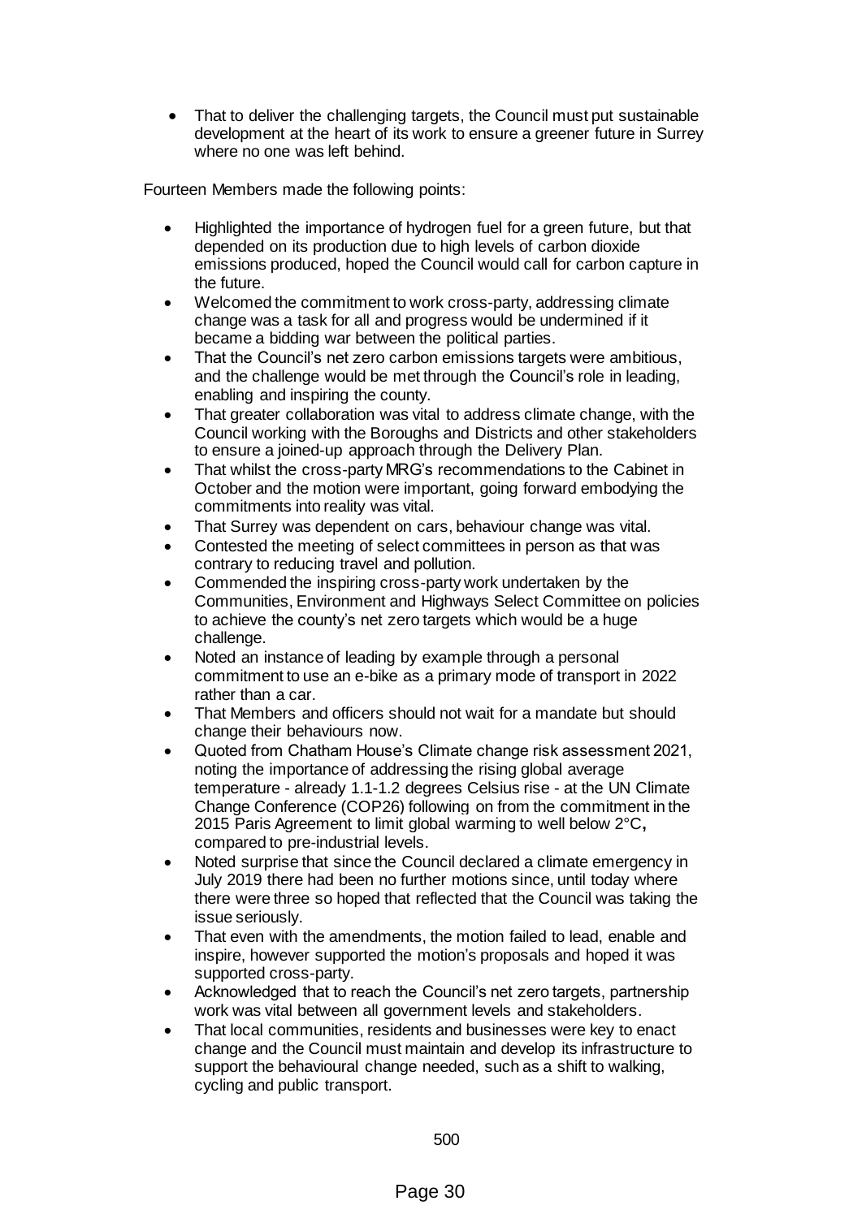- That to deliver the challenging targets, the Council must put sustainable development at the heart of its work to ensure a greener future in Surrey where no one was left behind.

Fourteen Members made the following points:

- Highlighted the importance of hydrogen fuel for a green future, but that depended on its production due to high levels of carbon dioxide emissions produced, hoped the Council would call for carbon capture in the future.
- Welcomed the commitment to work cross-party, addressing climate change was a task for all and progress would be undermined if it became a bidding war between the political parties.
- That the Council's net zero carbon emissions targets were ambitious, and the challenge would be met through the Council's role in leading, enabling and inspiring the county.
- That greater collaboration was vital to address climate change, with the Council working with the Boroughs and Districts and other stakeholders to ensure a joined-up approach through the Delivery Plan.
- That whilst the cross-party MRG's recommendations to the Cabinet in October and the motion were important, going forward embodying the commitments into reality was vital.
- That Surrey was dependent on cars, behaviour change was vital.
- Contested the meeting of select committees in person as that was contrary to reducing travel and pollution.
- Commended the inspiring cross-party work undertaken by the Communities, Environment and Highways Select Committee on policies to achieve the county's net zero targets which would be a huge challenge.
- Noted an instance of leading by example through a personal commitment to use an e-bike as a primary mode of transport in 2022 rather than a car.
- That Members and officers should not wait for a mandate but should change their behaviours now.
- Quoted from Chatham House's Climate change risk assessment 2021, noting the importance of addressing the rising global average temperature - already 1.1-1.2 degrees Celsius rise - at the UN Climate Change Conference (COP26) following on from the commitment in the 2015 Paris Agreement to limit global warming to well below 2°C**,** compared to pre-industrial levels.
- Noted surprise that since the Council declared a climate emergency in July 2019 there had been no further motions since, until today where there were three so hoped that reflected that the Council was taking the issue seriously.
- That even with the amendments, the motion failed to lead, enable and inspire, however supported the motion's proposals and hoped it was supported cross-party.
- Acknowledged that to reach the Council's net zero targets, partnership work was vital between all government levels and stakeholders.
- That local communities, residents and businesses were key to enact change and the Council must maintain and develop its infrastructure to support the behavioural change needed, such as a shift to walking, cycling and public transport.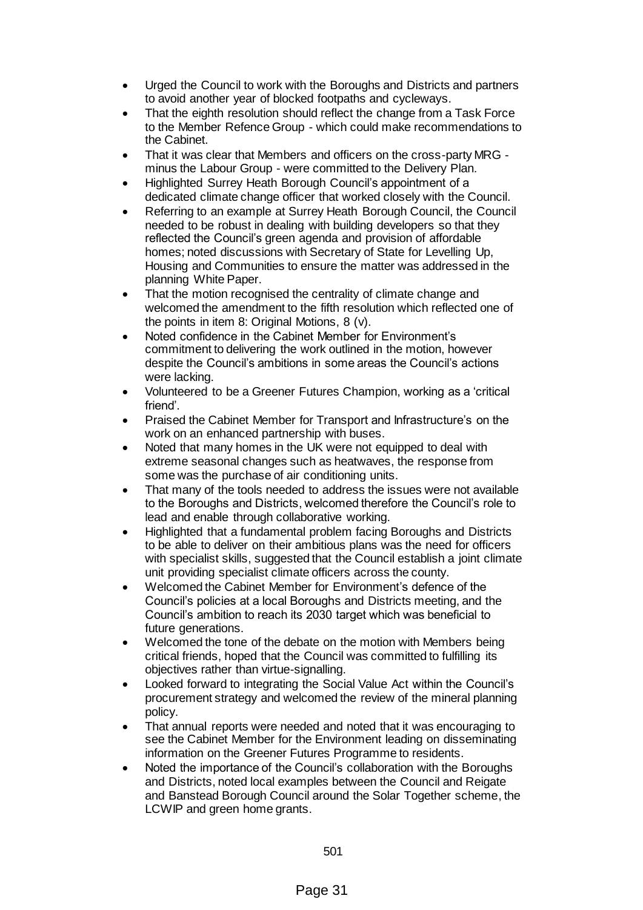- Urged the Council to work with the Boroughs and Districts and partners to avoid another year of blocked footpaths and cycleways.
- That the eighth resolution should reflect the change from a Task Force to the Member Refence Group - which could make recommendations to the Cabinet.
- That it was clear that Members and officers on the cross-party MRG - minus the Labour Group - were committed to the Delivery Plan.
- Highlighted Surrey Heath Borough Council's appointment of a dedicated climate change officer that worked closely with the Council.
- Referring to an example at Surrey Heath Borough Council, the Council needed to be robust in dealing with building developers so that they reflected the Council's green agenda and provision of affordable homes; noted discussions with Secretary of State for Levelling Up, Housing and Communities to ensure the matter was addressed in the planning White Paper.
- That the motion recognised the centrality of climate change and welcomed the amendment to the fifth resolution which reflected one of the points in item 8: Original Motions, 8 (v).
- Noted confidence in the Cabinet Member for Environment's commitment to delivering the work outlined in the motion, however despite the Council's ambitions in some areas the Council's actions were lacking.
- Volunteered to be a Greener Futures Champion, working as a 'critical friend'.
- Praised the Cabinet Member for Transport and Infrastructure's on the work on an enhanced partnership with buses.
- Noted that many homes in the UK were not equipped to deal with extreme seasonal changes such as heatwaves, the response from some was the purchase of air conditioning units.
- That many of the tools needed to address the issues were not available to the Boroughs and Districts, welcomed therefore the Council's role to lead and enable through collaborative working.
- Highlighted that a fundamental problem facing Boroughs and Districts to be able to deliver on their ambitious plans was the need for officers with specialist skills, suggested that the Council establish a joint climate unit providing specialist climate officers across the county.
- Welcomed the Cabinet Member for Environment's defence of the Council's policies at a local Boroughs and Districts meeting, and the Council's ambition to reach its 2030 target which was beneficial to future generations.
- Welcomed the tone of the debate on the motion with Members being critical friends, hoped that the Council was committed to fulfilling its objectives rather than virtue-signalling.
- Looked forward to integrating the Social Value Act within the Council's procurement strategy and welcomed the review of the mineral planning policy.
- That annual reports were needed and noted that it was encouraging to see the Cabinet Member for the Environment leading on disseminating information on the Greener Futures Programme to residents.
- Noted the importance of the Council's collaboration with the Boroughs and Districts, noted local examples between the Council and Reigate and Banstead Borough Council around the Solar Together scheme, the LCWIP and green home grants.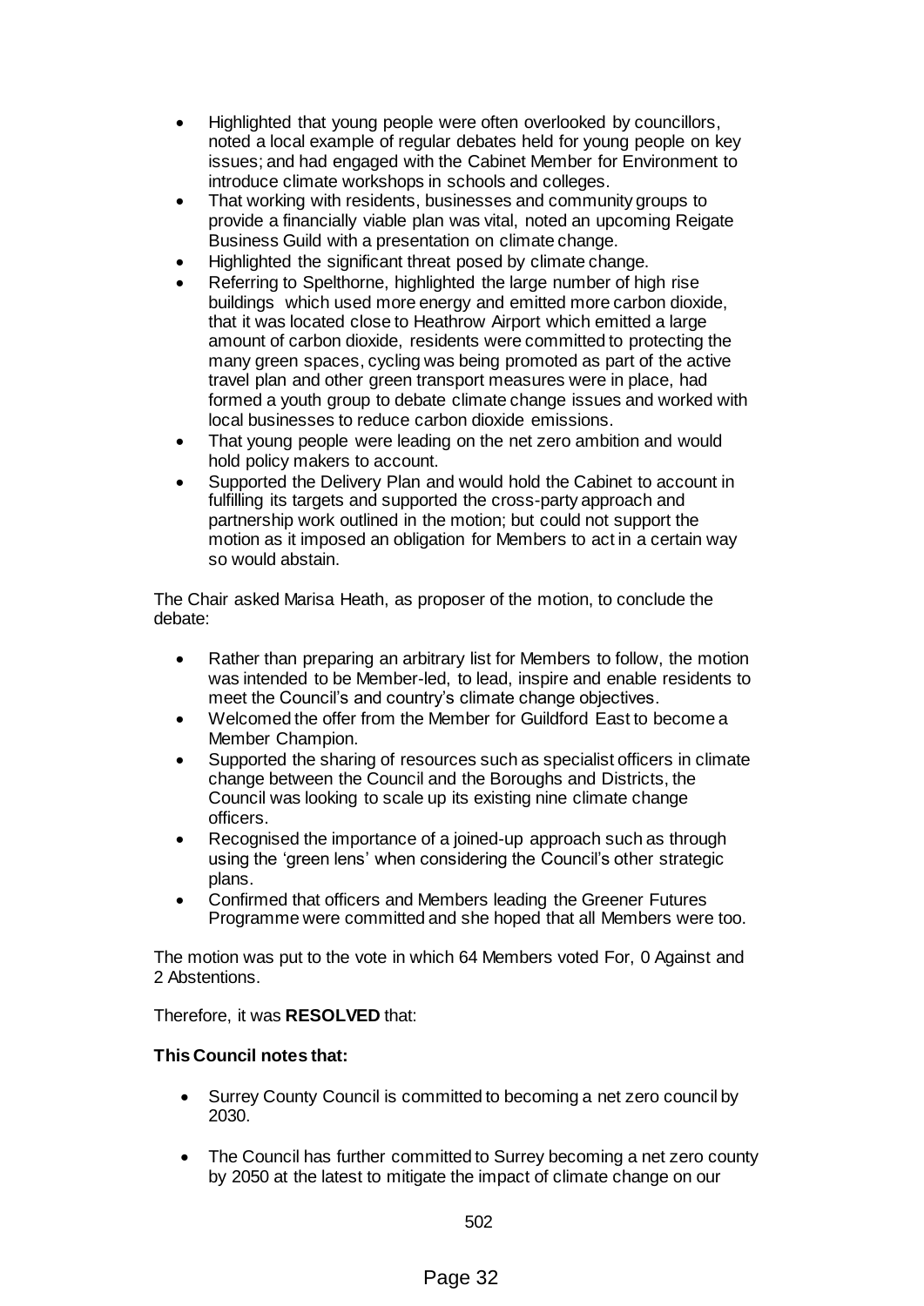- Highlighted that young people were often overlooked by councillors, noted a local example of regular debates held for young people on key issues; and had engaged with the Cabinet Member for Environment to introduce climate workshops in schools and colleges.
- That working with residents, businesses and community groups to provide a financially viable plan was vital, noted an upcoming Reigate Business Guild with a presentation on climate change.
- Highlighted the significant threat posed by climate change.
- Referring to Spelthorne, highlighted the large number of high rise buildings which used more energy and emitted more carbon dioxide, that it was located close to Heathrow Airport which emitted a large amount of carbon dioxide, residents were committed to protecting the many green spaces, cycling was being promoted as part of the active travel plan and other green transport measures were in place, had formed a youth group to debate climate change issues and worked with local businesses to reduce carbon dioxide emissions.
- That young people were leading on the net zero ambition and would hold policy makers to account.
- Supported the Delivery Plan and would hold the Cabinet to account in fulfilling its targets and supported the cross-party approach and partnership work outlined in the motion; but could not support the motion as it imposed an obligation for Members to act in a certain way so would abstain.

The Chair asked Marisa Heath, as proposer of the motion, to conclude the debate:

- Rather than preparing an arbitrary list for Members to follow, the motion was intended to be Member-led, to lead, inspire and enable residents to meet the Council's and country's climate change objectives.
- Welcomed the offer from the Member for Guildford East to become a Member Champion.
- Supported the sharing of resources such as specialist officers in climate change between the Council and the Boroughs and Districts, the Council was looking to scale up its existing nine climate change officers.
- Recognised the importance of a joined-up approach such as through using the 'green lens' when considering the Council's other strategic plans.
- Confirmed that officers and Members leading the Greener Futures Programme were committed and she hoped that all Members were too.

The motion was put to the vote in which 64 Members voted For, 0 Against and 2 Abstentions.

Therefore, it was **RESOLVED** that:

**This Council notes that:**

- Surrey County Council is committed to becoming a net zero council by 2030.
- The Council has further committed to Surrey becoming a net zero county by 2050 at the latest to mitigate the impact of climate change on our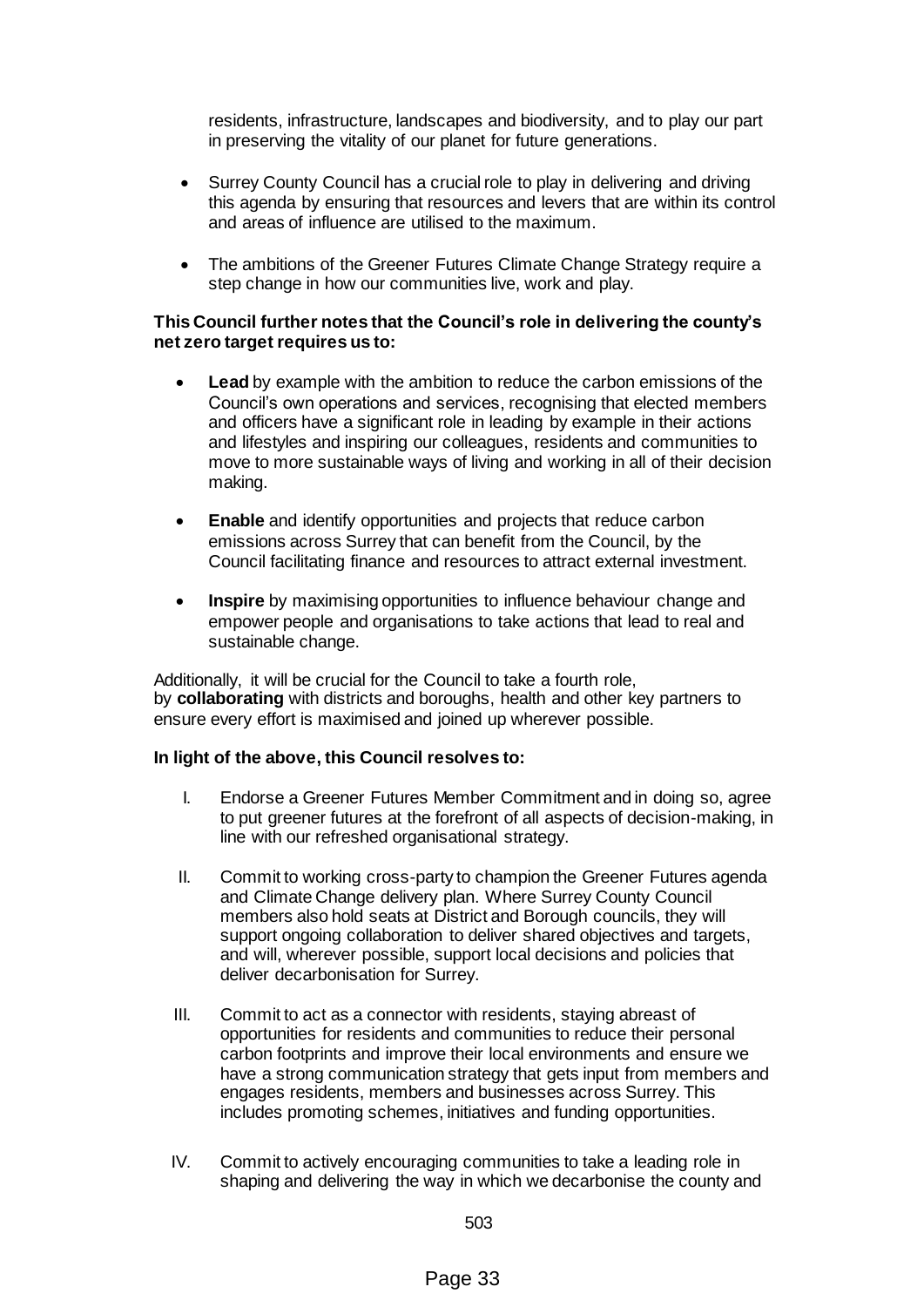residents, infrastructure, landscapes and biodiversity, and to play our part in preserving the vitality of our planet for future generations.

- Surrey County Council has a crucial role to play in delivering and driving this agenda by ensuring that resources and levers that are within its control and areas of influence are utilised to the maximum.
- The ambitions of the Greener Futures Climate Change Strategy require a step change in how our communities live, work and play.

**This Council further notes that the Council's role in delivering the county's net zero target requires us to:**

- **Lead** by example with the ambition to reduce the carbon emissions of the Council's own operations and services, recognising that elected members and officers have a significant role in leading by example in their actions and lifestyles and inspiring our colleagues, residents and communities to move to more sustainable ways of living and working in all of their decision making.
- **Enable** and identify opportunities and projects that reduce carbon emissions across Surrey that can benefit from the Council, by the Council facilitating finance and resources to attract external investment.
- **Inspire** by maximising opportunities to influence behaviour change and empower people and organisations to take actions that lead to real and sustainable change.

Additionally, it will be crucial for the Council to take a fourth role, by **collaborating** with districts and boroughs, health and other key partners to ensure every effort is maximised and joined up wherever possible.

**In light of the above, this Council resolves to:**

I. Endorse a Greener Futures Member Commitment and in doing so, agree to put greener futures at the forefront of all aspects of decision-making, in line with our refreshed organisational strategy.

II. Commit to working cross-party to champion the Greener Futures agenda and Climate Change delivery plan. Where Surrey County Council members also hold seats at District and Borough councils, they will support ongoing collaboration to deliver shared objectives and targets, and will, wherever possible, support local decisions and policies that deliver decarbonisation for Surrey.

III. Commit to act as a connector with residents, staying abreast of opportunities for residents and communities to reduce their personal carbon footprints and improve their local environments and ensure we have a strong communication strategy that gets input from members and engages residents, members and businesses across Surrey. This includes promoting schemes, initiatives and funding opportunities.

IV. Commit to actively encouraging communities to take a leading role in shaping and delivering the way in which we decarbonise the county and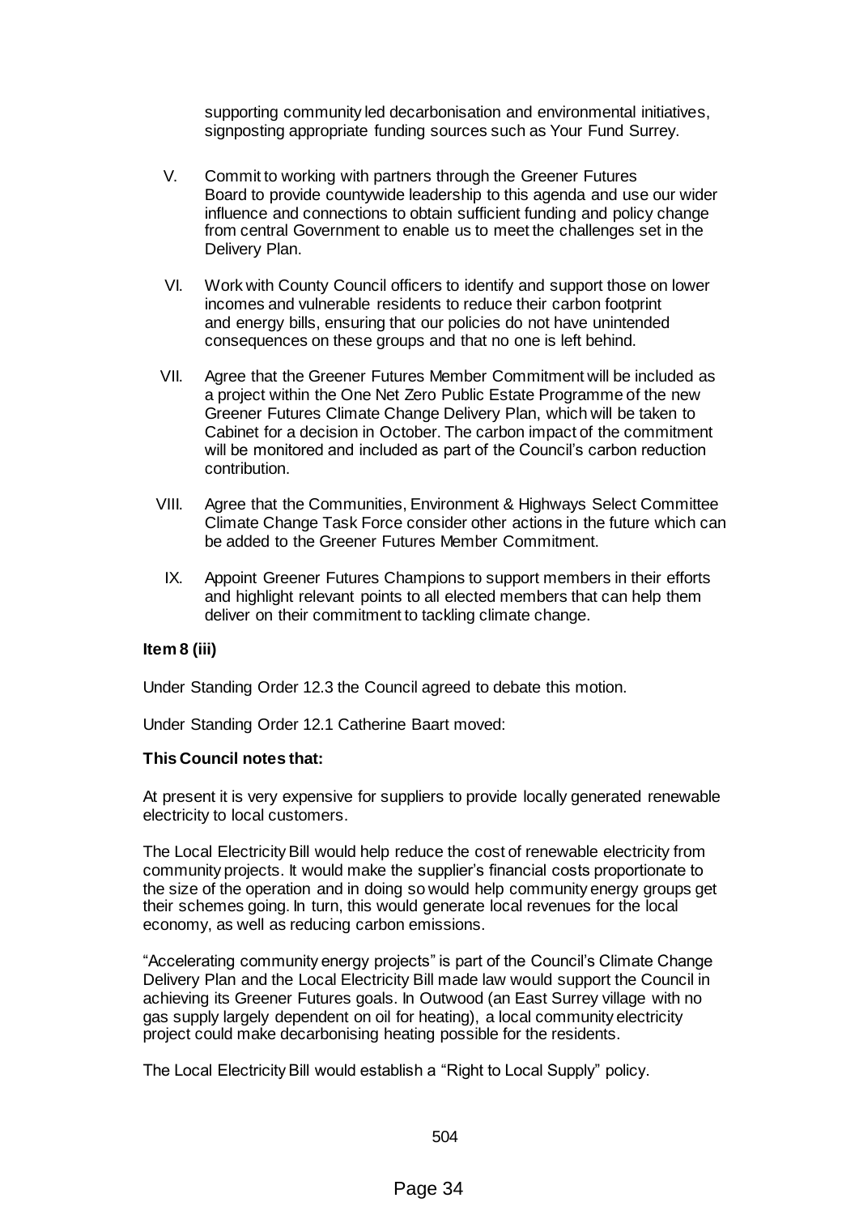supporting community led decarbonisation and environmental initiatives, signposting appropriate funding sources such as Your Fund Surrey.

V. Commit to working with partners through the Greener Futures Board to provide countywide leadership to this agenda and use our wider influence and connections to obtain sufficient funding and policy change from central Government to enable us to meet the challenges set in the Delivery Plan.

VI. Work with County Council officers to identify and support those on lower incomes and vulnerable residents to reduce their carbon footprint and energy bills, ensuring that our policies do not have unintended consequences on these groups and that no one is left behind.

VII. Agree that the Greener Futures Member Commitment will be included as a project within the One Net Zero Public Estate Programme of the new Greener Futures Climate Change Delivery Plan, which will be taken to Cabinet for a decision in October. The carbon impact of the commitment will be monitored and included as part of the Council's carbon reduction contribution.

VIII. Agree that the Communities, Environment & Highways Select Committee Climate Change Task Force consider other actions in the future which can be added to the Greener Futures Member Commitment.

IX. Appoint Greener Futures Champions to support members in their efforts and highlight relevant points to all elected members that can help them deliver on their commitment to tackling climate change.

**Item 8 (iii)**

Under Standing Order 12.3 the Council agreed to debate this motion.

Under Standing Order 12.1 Catherine Baart moved:

**This Council notes that:**

At present it is very expensive for suppliers to provide locally generated renewable electricity to local customers.

The Local Electricity Bill would help reduce the cost of renewable electricity from community projects. It would make the supplier's financial costs proportionate to the size of the operation and in doing so would help community energy groups get their schemes going. In turn, this would generate local revenues for the local economy, as well as reducing carbon emissions.

"Accelerating community energy projects" is part of the Council's Climate Change Delivery Plan and the Local Electricity Bill made law would support the Council in achieving its Greener Futures goals. In Outwood (an East Surrey village with no gas supply largely dependent on oil for heating), a local community electricity project could make decarbonising heating possible for the residents.

The Local Electricity Bill would establish a "Right to Local Supply" policy.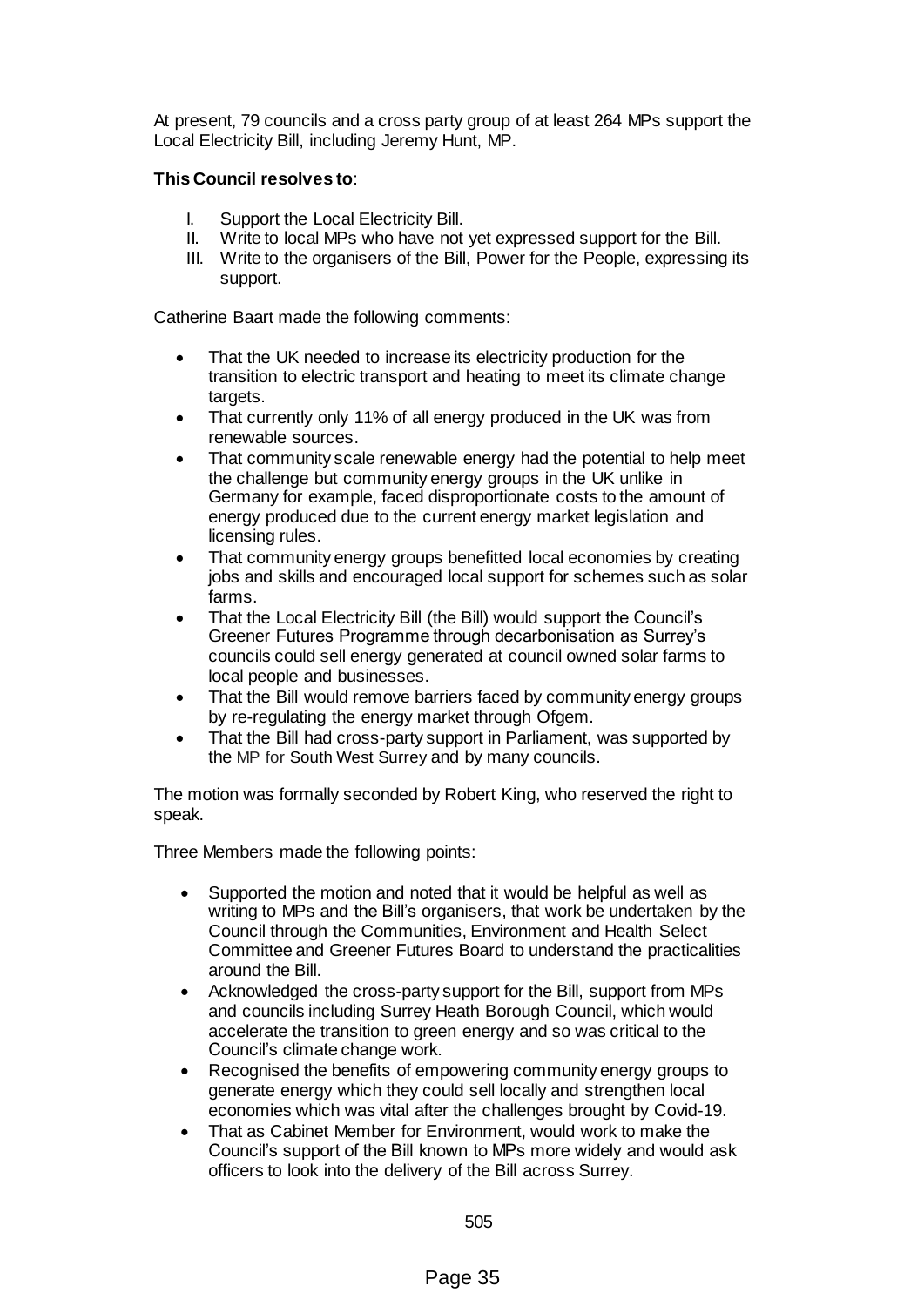At present, 79 councils and a cross party group of at least 264 MPs support the Local Electricity Bill, including Jeremy Hunt, MP.

**This Council resolves to**:

I. Support the Local Electricity Bill.
II. Write to local MPs who have not yet expressed support for the Bill.
III. Write to the organisers of the Bill, Power for the People, expressing its support.

Catherine Baart made the following comments:

- That the UK needed to increase its electricity production for the transition to electric transport and heating to meet its climate change targets.
- That currently only 11% of all energy produced in the UK was from renewable sources.
- That community scale renewable energy had the potential to help meet the challenge but community energy groups in the UK unlike in Germany for example, faced disproportionate costs to the amount of energy produced due to the current energy market legislation and licensing rules.
- That community energy groups benefitted local economies by creating jobs and skills and encouraged local support for schemes such as solar farms.
- That the Local Electricity Bill (the Bill) would support the Council's Greener Futures Programme through decarbonisation as Surrey's councils could sell energy generated at council owned solar farms to local people and businesses.
- That the Bill would remove barriers faced by community energy groups by re-regulating the energy market through Ofgem.
- That the Bill had cross-party support in Parliament, was supported by the MP for South West Surrey and by many councils.

The motion was formally seconded by Robert King, who reserved the right to speak.

Three Members made the following points:

- Supported the motion and noted that it would be helpful as well as writing to MPs and the Bill's organisers, that work be undertaken by the Council through the Communities, Environment and Health Select Committee and Greener Futures Board to understand the practicalities around the Bill.
- Acknowledged the cross-party support for the Bill, support from MPs and councils including Surrey Heath Borough Council, which would accelerate the transition to green energy and so was critical to the Council's climate change work.
- Recognised the benefits of empowering community energy groups to generate energy which they could sell locally and strengthen local economies which was vital after the challenges brought by Covid-19.
- That as Cabinet Member for Environment, would work to make the Council's support of the Bill known to MPs more widely and would ask officers to look into the delivery of the Bill across Surrey.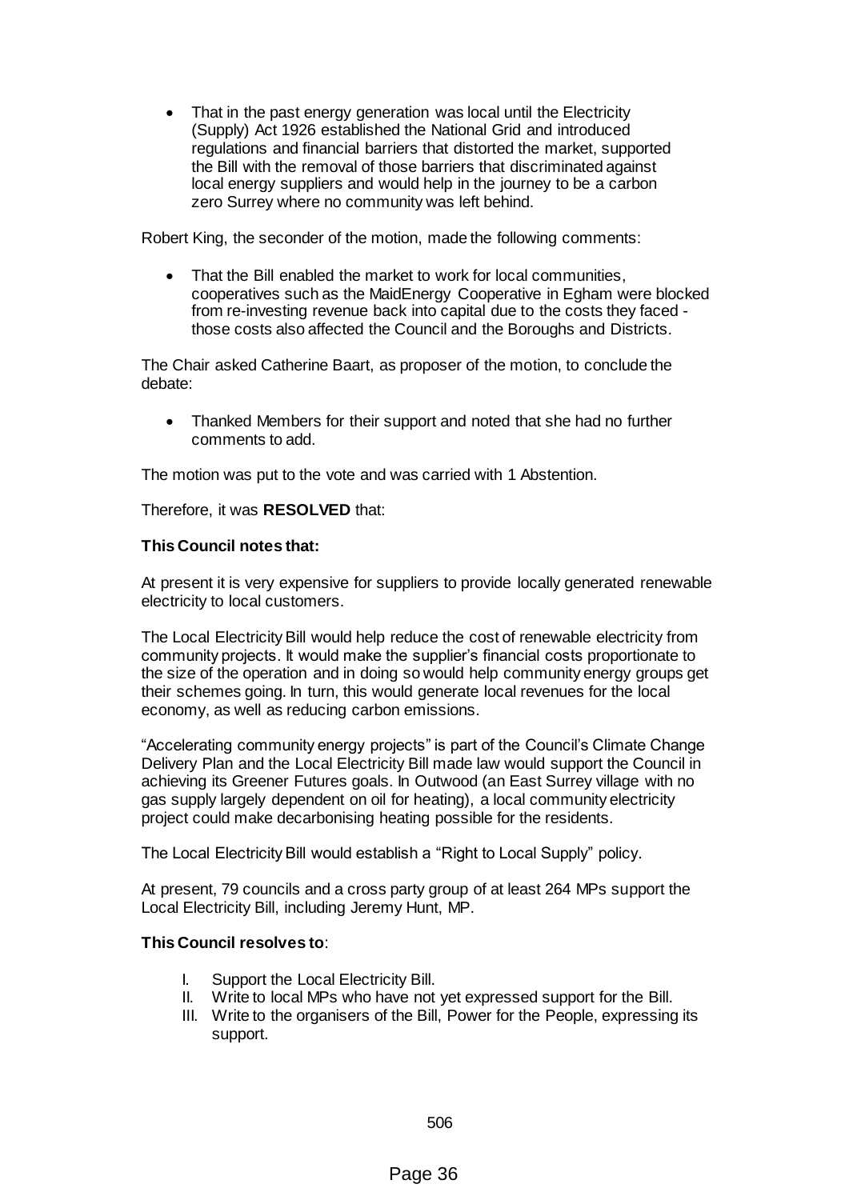- That in the past energy generation was local until the Electricity (Supply) Act 1926 established the National Grid and introduced regulations and financial barriers that distorted the market, supported the Bill with the removal of those barriers that discriminated against local energy suppliers and would help in the journey to be a carbon zero Surrey where no community was left behind.

Robert King, the seconder of the motion, made the following comments:

- That the Bill enabled the market to work for local communities, cooperatives such as the MaidEnergy Cooperative in Egham were blocked from re-investing revenue back into capital due to the costs they faced - those costs also affected the Council and the Boroughs and Districts.

The Chair asked Catherine Baart, as proposer of the motion, to conclude the debate:

- Thanked Members for their support and noted that she had no further comments to add.

The motion was put to the vote and was carried with 1 Abstention.

Therefore, it was **RESOLVED** that:

**This Council notes that:**

At present it is very expensive for suppliers to provide locally generated renewable electricity to local customers.

The Local Electricity Bill would help reduce the cost of renewable electricity from community projects. It would make the supplier's financial costs proportionate to the size of the operation and in doing so would help community energy groups get their schemes going. In turn, this would generate local revenues for the local economy, as well as reducing carbon emissions.

"Accelerating community energy projects" is part of the Council's Climate Change Delivery Plan and the Local Electricity Bill made law would support the Council in achieving its Greener Futures goals. In Outwood (an East Surrey village with no gas supply largely dependent on oil for heating), a local community electricity project could make decarbonising heating possible for the residents.

The Local Electricity Bill would establish a "Right to Local Supply" policy.

At present, 79 councils and a cross party group of at least 264 MPs support the Local Electricity Bill, including Jeremy Hunt, MP.

**This Council resolves to**:

I. Support the Local Electricity Bill.
II. Write to local MPs who have not yet expressed support for the Bill.
III. Write to the organisers of the Bill, Power for the People, expressing its support.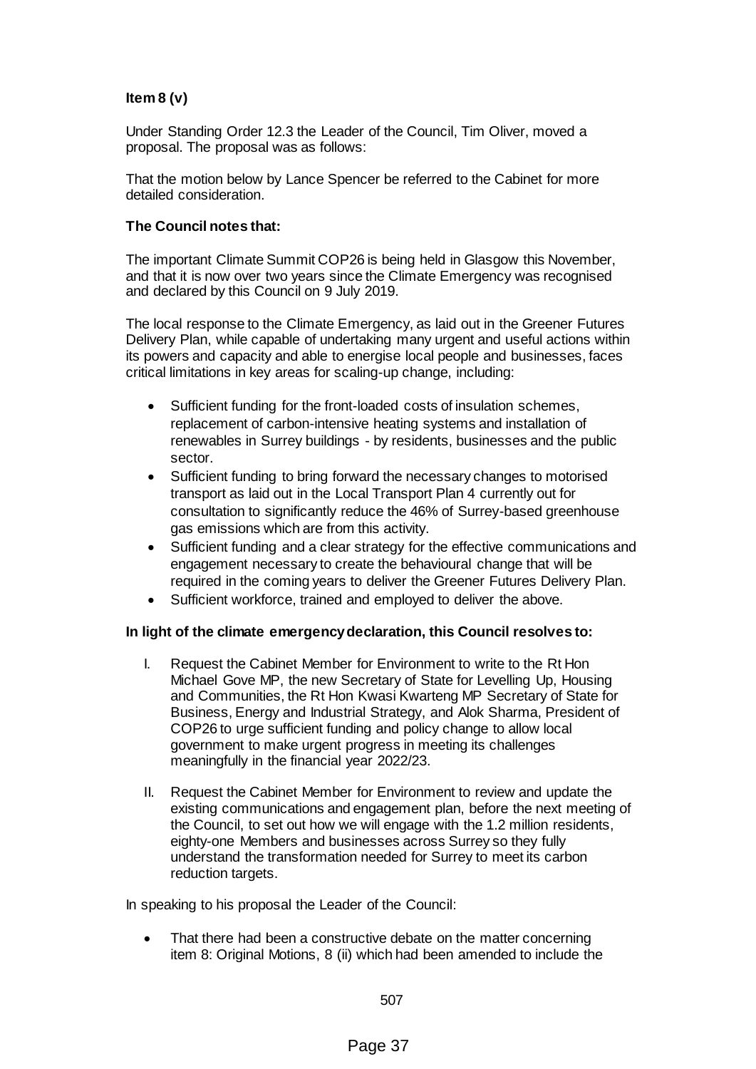**Item 8 (v)**

Under Standing Order 12.3 the Leader of the Council, Tim Oliver, moved a proposal. The proposal was as follows:

That the motion below by Lance Spencer be referred to the Cabinet for more detailed consideration.

**The Council notes that:**

The important Climate Summit COP26 is being held in Glasgow this November, and that it is now over two years since the Climate Emergency was recognised and declared by this Council on 9 July 2019.

The local response to the Climate Emergency, as laid out in the Greener Futures Delivery Plan, while capable of undertaking many urgent and useful actions within its powers and capacity and able to energise local people and businesses, faces critical limitations in key areas for scaling-up change, including:

- Sufficient funding for the front-loaded costs of insulation schemes, replacement of carbon-intensive heating systems and installation of renewables in Surrey buildings - by residents, businesses and the public sector.
- Sufficient funding to bring forward the necessary changes to motorised transport as laid out in the Local Transport Plan 4 currently out for consultation to significantly reduce the 46% of Surrey-based greenhouse gas emissions which are from this activity.
- Sufficient funding and a clear strategy for the effective communications and engagement necessary to create the behavioural change that will be required in the coming years to deliver the Greener Futures Delivery Plan.
- Sufficient workforce, trained and employed to deliver the above.

**In light of the climate emergency declaration, this Council resolves to:**

I. Request the Cabinet Member for Environment to write to the Rt Hon Michael Gove MP, the new Secretary of State for Levelling Up, Housing and Communities, the Rt Hon Kwasi Kwarteng MP Secretary of State for Business, Energy and Industrial Strategy, and Alok Sharma, President of COP26 to urge sufficient funding and policy change to allow local government to make urgent progress in meeting its challenges meaningfully in the financial year 2022/23.

II. Request the Cabinet Member for Environment to review and update the existing communications and engagement plan, before the next meeting of the Council, to set out how we will engage with the 1.2 million residents, eighty-one Members and businesses across Surrey so they fully understand the transformation needed for Surrey to meet its carbon reduction targets.

In speaking to his proposal the Leader of the Council:

- That there had been a constructive debate on the matter concerning item 8: Original Motions, 8 (ii) which had been amended to include the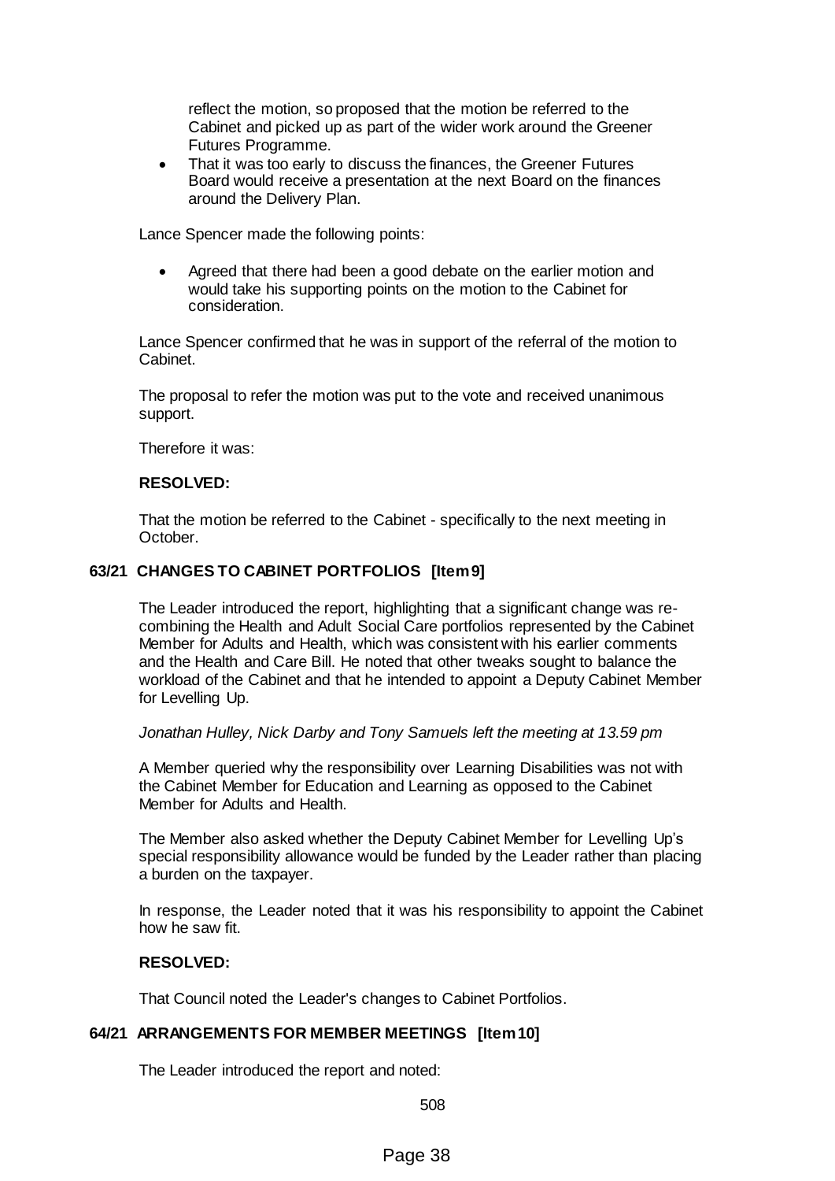reflect the motion, so proposed that the motion be referred to the Cabinet and picked up as part of the wider work around the Greener Futures Programme.

- That it was too early to discuss the finances, the Greener Futures Board would receive a presentation at the next Board on the finances around the Delivery Plan.

Lance Spencer made the following points:

- Agreed that there had been a good debate on the earlier motion and would take his supporting points on the motion to the Cabinet for consideration.

Lance Spencer confirmed that he was in support of the referral of the motion to Cabinet.

The proposal to refer the motion was put to the vote and received unanimous support.

Therefore it was:

**RESOLVED:**

That the motion be referred to the Cabinet - specifically to the next meeting in October.

## 63/21 CHANGES TO CABINET PORTFOLIOS [Item 9]

The Leader introduced the report, highlighting that a significant change was re-combining the Health and Adult Social Care portfolios represented by the Cabinet Member for Adults and Health, which was consistent with his earlier comments and the Health and Care Bill. He noted that other tweaks sought to balance the workload of the Cabinet and that he intended to appoint a Deputy Cabinet Member for Levelling Up.

*Jonathan Hulley, Nick Darby and Tony Samuels left the meeting at 13.59 pm*

A Member queried why the responsibility over Learning Disabilities was not with the Cabinet Member for Education and Learning as opposed to the Cabinet Member for Adults and Health.

The Member also asked whether the Deputy Cabinet Member for Levelling Up's special responsibility allowance would be funded by the Leader rather than placing a burden on the taxpayer.

In response, the Leader noted that it was his responsibility to appoint the Cabinet how he saw fit.

**RESOLVED:**

That Council noted the Leader's changes to Cabinet Portfolios.

## 64/21 ARRANGEMENTS FOR MEMBER MEETINGS [Item 10]

The Leader introduced the report and noted: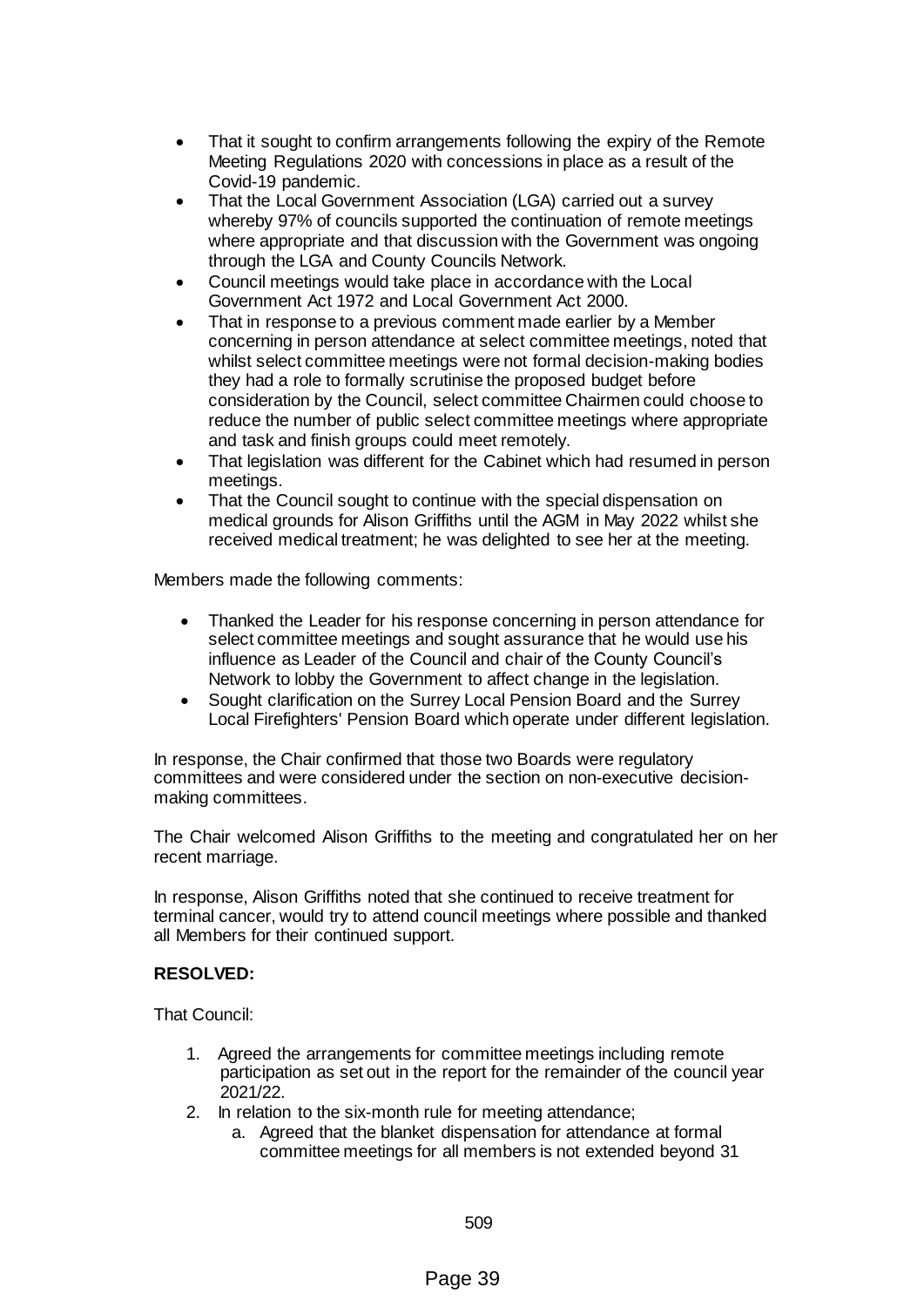- That it sought to confirm arrangements following the expiry of the Remote Meeting Regulations 2020 with concessions in place as a result of the Covid-19 pandemic.
- That the Local Government Association (LGA) carried out a survey whereby 97% of councils supported the continuation of remote meetings where appropriate and that discussion with the Government was ongoing through the LGA and County Councils Network.
- Council meetings would take place in accordance with the Local Government Act 1972 and Local Government Act 2000.
- That in response to a previous comment made earlier by a Member concerning in person attendance at select committee meetings, noted that whilst select committee meetings were not formal decision-making bodies they had a role to formally scrutinise the proposed budget before consideration by the Council, select committee Chairmen could choose to reduce the number of public select committee meetings where appropriate and task and finish groups could meet remotely.
- That legislation was different for the Cabinet which had resumed in person meetings.
- That the Council sought to continue with the special dispensation on medical grounds for Alison Griffiths until the AGM in May 2022 whilst she received medical treatment; he was delighted to see her at the meeting.

Members made the following comments:

- Thanked the Leader for his response concerning in person attendance for select committee meetings and sought assurance that he would use his influence as Leader of the Council and chair of the County Council's Network to lobby the Government to affect change in the legislation.
- Sought clarification on the Surrey Local Pension Board and the Surrey Local Firefighters' Pension Board which operate under different legislation.

In response, the Chair confirmed that those two Boards were regulatory committees and were considered under the section on non-executive decision-making committees.

The Chair welcomed Alison Griffiths to the meeting and congratulated her on her recent marriage.

In response, Alison Griffiths noted that she continued to receive treatment for terminal cancer, would try to attend council meetings where possible and thanked all Members for their continued support.

**RESOLVED:**

That Council:

1. Agreed the arrangements for committee meetings including remote participation as set out in the report for the remainder of the council year 2021/22.
2. In relation to the six-month rule for meeting attendance;
   a. Agreed that the blanket dispensation for attendance at formal committee meetings for all members is not extended beyond 31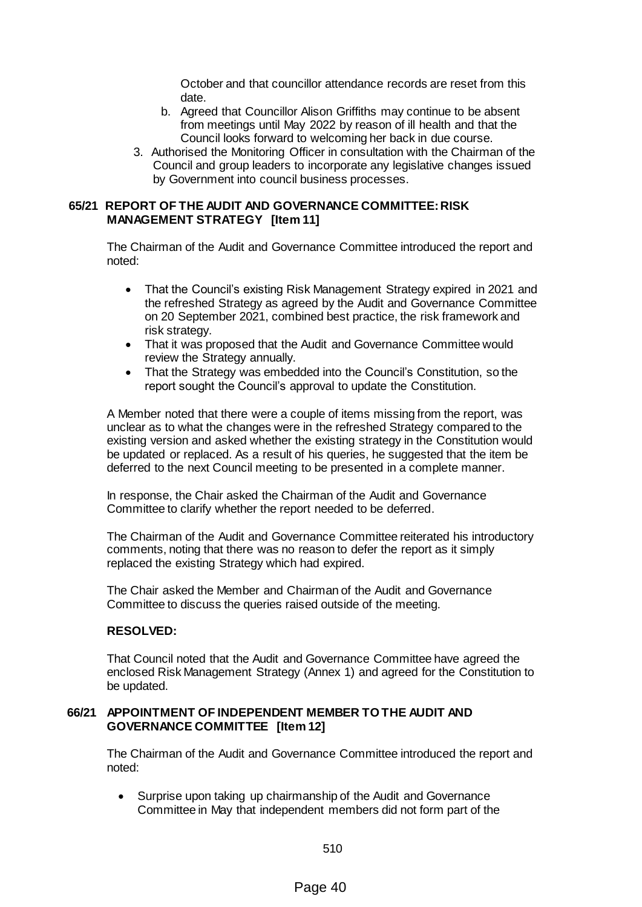October and that councillor attendance records are reset from this date.

   b. Agreed that Councillor Alison Griffiths may continue to be absent from meetings until May 2022 by reason of ill health and that the Council looks forward to welcoming her back in due course.

3. Authorised the Monitoring Officer in consultation with the Chairman of the Council and group leaders to incorporate any legislative changes issued by Government into council business processes.

## 65/21 REPORT OF THE AUDIT AND GOVERNANCE COMMITTEE: RISK MANAGEMENT STRATEGY [Item 11]

The Chairman of the Audit and Governance Committee introduced the report and noted:

- That the Council's existing Risk Management Strategy expired in 2021 and the refreshed Strategy as agreed by the Audit and Governance Committee on 20 September 2021, combined best practice, the risk framework and risk strategy.
- That it was proposed that the Audit and Governance Committee would review the Strategy annually.
- That the Strategy was embedded into the Council's Constitution, so the report sought the Council's approval to update the Constitution.

A Member noted that there were a couple of items missing from the report, was unclear as to what the changes were in the refreshed Strategy compared to the existing version and asked whether the existing strategy in the Constitution would be updated or replaced. As a result of his queries, he suggested that the item be deferred to the next Council meeting to be presented in a complete manner.

In response, the Chair asked the Chairman of the Audit and Governance Committee to clarify whether the report needed to be deferred.

The Chairman of the Audit and Governance Committee reiterated his introductory comments, noting that there was no reason to defer the report as it simply replaced the existing Strategy which had expired.

The Chair asked the Member and Chairman of the Audit and Governance Committee to discuss the queries raised outside of the meeting.

**RESOLVED:**

That Council noted that the Audit and Governance Committee have agreed the enclosed Risk Management Strategy (Annex 1) and agreed for the Constitution to be updated.

## 66/21 APPOINTMENT OF INDEPENDENT MEMBER TO THE AUDIT AND GOVERNANCE COMMITTEE [Item 12]

The Chairman of the Audit and Governance Committee introduced the report and noted:

- Surprise upon taking up chairmanship of the Audit and Governance Committee in May that independent members did not form part of the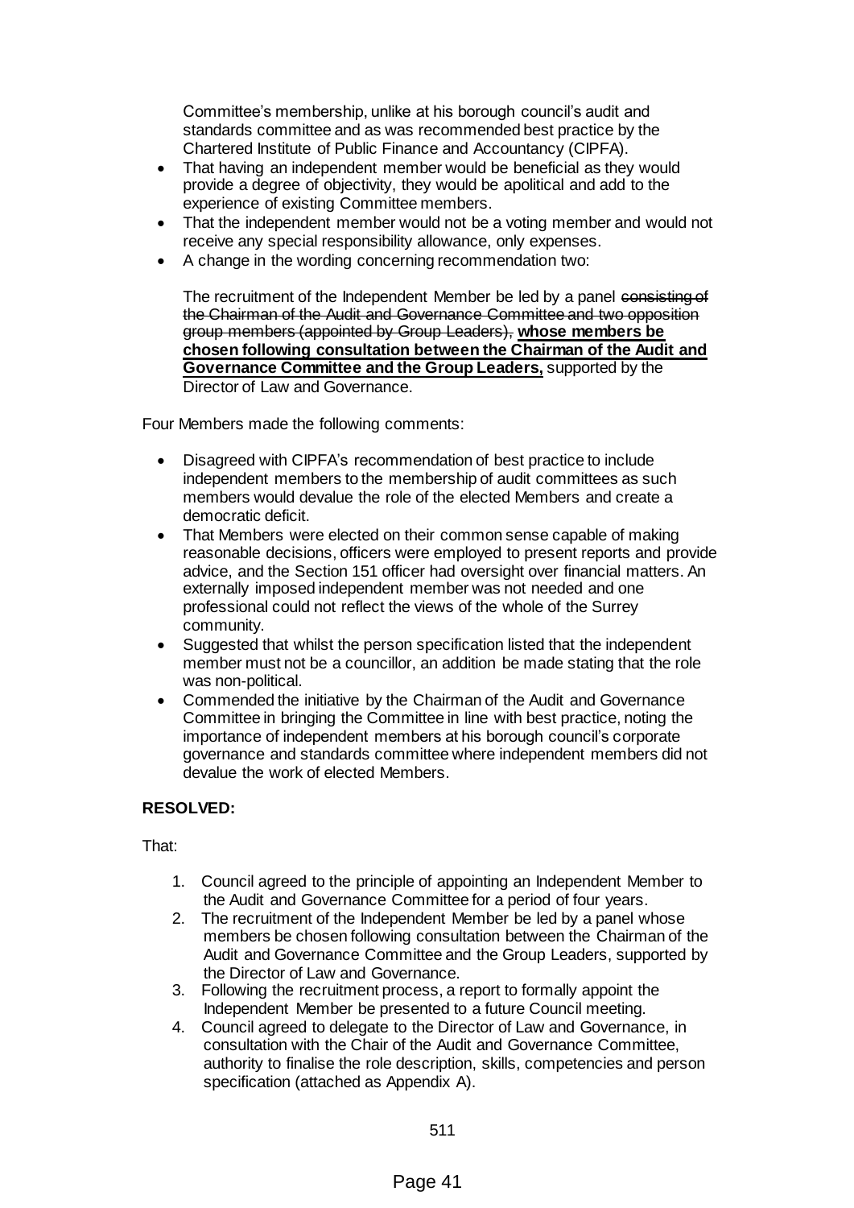Committee's membership, unlike at his borough council's audit and standards committee and as was recommended best practice by the Chartered Institute of Public Finance and Accountancy (CIPFA).

- That having an independent member would be beneficial as they would provide a degree of objectivity, they would be apolitical and add to the experience of existing Committee members.
- That the independent member would not be a voting member and would not receive any special responsibility allowance, only expenses.
- A change in the wording concerning recommendation two:

  The recruitment of the Independent Member be led by a panel ~~consisting of the Chairman of the Audit and Governance Committee and two opposition group members (appointed by Group Leaders),~~ **whose members be chosen following consultation between the Chairman of the Audit and Governance Committee and the Group Leaders,** supported by the Director of Law and Governance.

Four Members made the following comments:

- Disagreed with CIPFA's recommendation of best practice to include independent members to the membership of audit committees as such members would devalue the role of the elected Members and create a democratic deficit.
- That Members were elected on their common sense capable of making reasonable decisions, officers were employed to present reports and provide advice, and the Section 151 officer had oversight over financial matters. An externally imposed independent member was not needed and one professional could not reflect the views of the whole of the Surrey community.
- Suggested that whilst the person specification listed that the independent member must not be a councillor, an addition be made stating that the role was non-political.
- Commended the initiative by the Chairman of the Audit and Governance Committee in bringing the Committee in line with best practice, noting the importance of independent members at his borough council's corporate governance and standards committee where independent members did not devalue the work of elected Members.

**RESOLVED:**

That:

1. Council agreed to the principle of appointing an Independent Member to the Audit and Governance Committee for a period of four years.
2. The recruitment of the Independent Member be led by a panel whose members be chosen following consultation between the Chairman of the Audit and Governance Committee and the Group Leaders, supported by the Director of Law and Governance.
3. Following the recruitment process, a report to formally appoint the Independent Member be presented to a future Council meeting.
4. Council agreed to delegate to the Director of Law and Governance, in consultation with the Chair of the Audit and Governance Committee, authority to finalise the role description, skills, competencies and person specification (attached as Appendix A).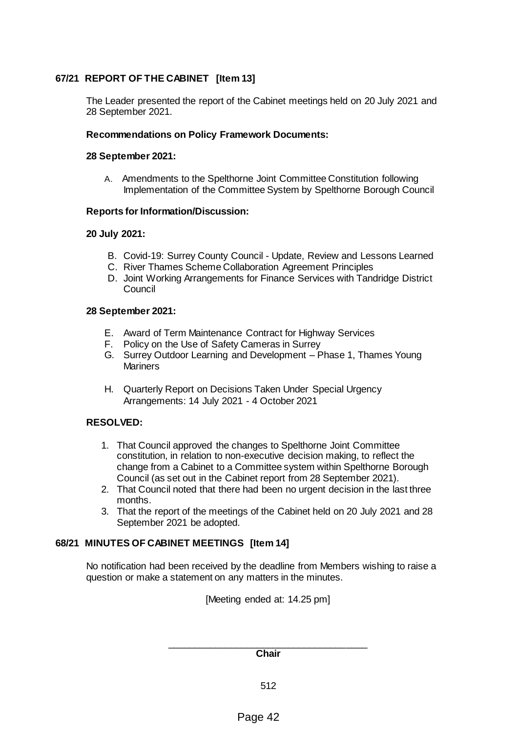## 67/21 REPORT OF THE CABINET [Item 13]

The Leader presented the report of the Cabinet meetings held on 20 July 2021 and 28 September 2021.

**Recommendations on Policy Framework Documents:**

**28 September 2021:**

A. Amendments to the Spelthorne Joint Committee Constitution following Implementation of the Committee System by Spelthorne Borough Council

**Reports for Information/Discussion:**

**20 July 2021:**

B. Covid-19: Surrey County Council - Update, Review and Lessons Learned
C. River Thames Scheme Collaboration Agreement Principles
D. Joint Working Arrangements for Finance Services with Tandridge District Council

**28 September 2021:**

E. Award of Term Maintenance Contract for Highway Services
F. Policy on the Use of Safety Cameras in Surrey
G. Surrey Outdoor Learning and Development – Phase 1, Thames Young Mariners

H. Quarterly Report on Decisions Taken Under Special Urgency Arrangements: 14 July 2021 - 4 October 2021

**RESOLVED:**

1. That Council approved the changes to Spelthorne Joint Committee constitution, in relation to non-executive decision making, to reflect the change from a Cabinet to a Committee system within Spelthorne Borough Council (as set out in the Cabinet report from 28 September 2021).
2. That Council noted that there had been no urgent decision in the last three months.
3. That the report of the meetings of the Cabinet held on 20 July 2021 and 28 September 2021 be adopted.

## 68/21 MINUTES OF CABINET MEETINGS [Item 14]

No notification had been received by the deadline from Members wishing to raise a question or make a statement on any matters in the minutes.

[Meeting ended at: 14.25 pm]

\_\_\_\_\_\_\_\_\_\_\_\_\_\_\_\_\_\_\_\_\_\_\_\_\_\_\_\_\_\_\_\_\_\_\_\_\_\_

**Chair**